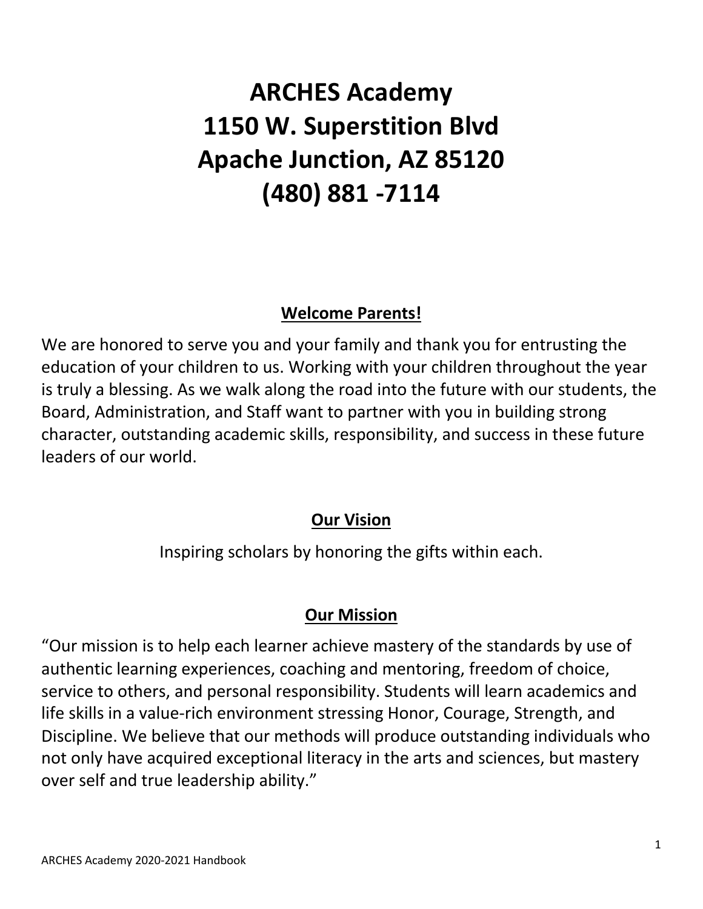# ARCHES Academy
# 1150 W. Superstition Blvd
# Apache Junction, AZ 85120
# (480) 881 -7114

## Welcome Parents!

We are honored to serve you and your family and thank you for entrusting the education of your children to us. Working with your children throughout the year is truly a blessing. As we walk along the road into the future with our students, the Board, Administration, and Staff want to partner with you in building strong character, outstanding academic skills, responsibility, and success in these future leaders of our world.

## Our Vision

Inspiring scholars by honoring the gifts within each.

## Our Mission

"Our mission is to help each learner achieve mastery of the standards by use of authentic learning experiences, coaching and mentoring, freedom of choice, service to others, and personal responsibility. Students will learn academics and life skills in a value-rich environment stressing Honor, Courage, Strength, and Discipline. We believe that our methods will produce outstanding individuals who not only have acquired exceptional literacy in the arts and sciences, but mastery over self and true leadership ability."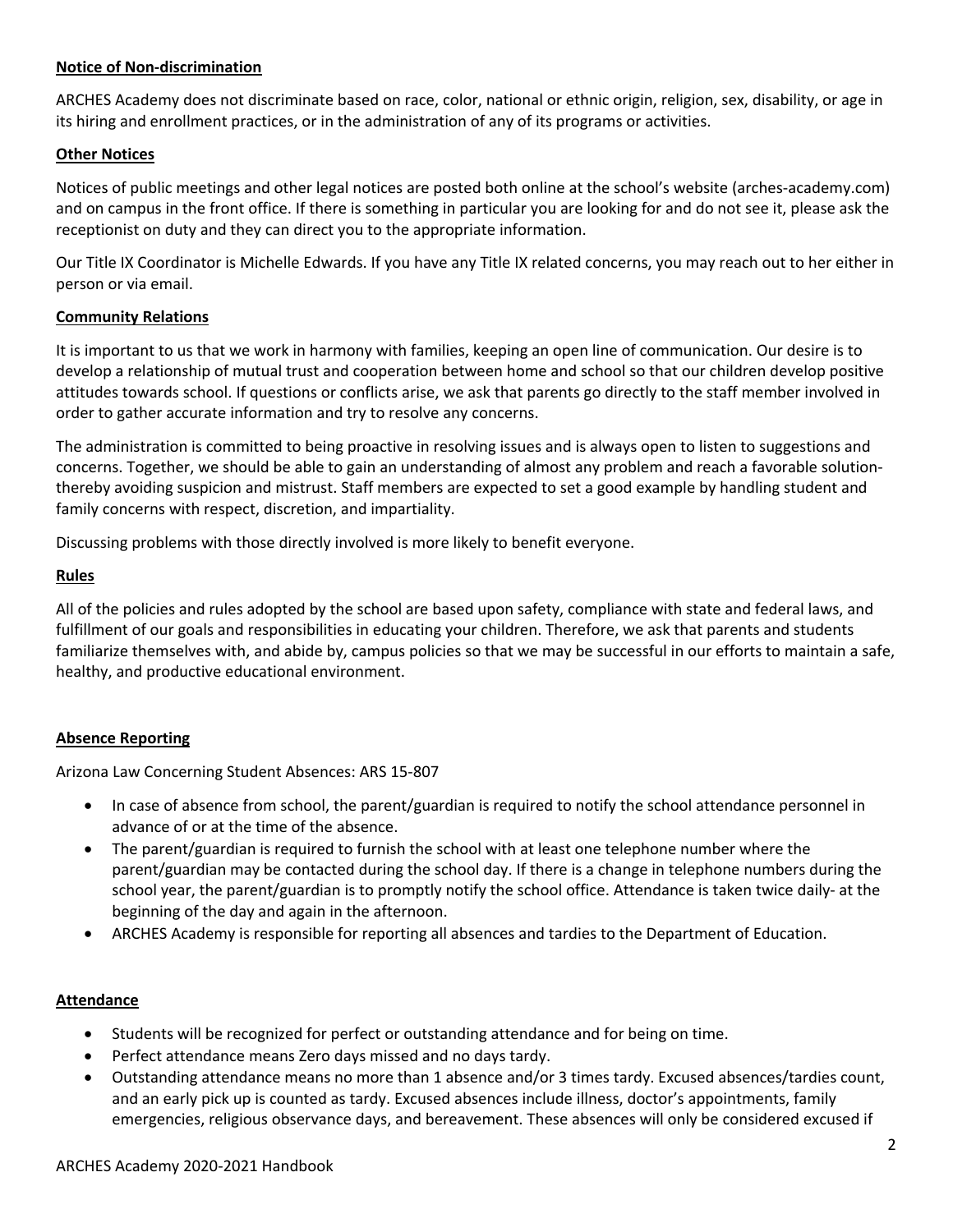## Notice of Non-discrimination

ARCHES Academy does not discriminate based on race, color, national or ethnic origin, religion, sex, disability, or age in its hiring and enrollment practices, or in the administration of any of its programs or activities.

## Other Notices

Notices of public meetings and other legal notices are posted both online at the school's website (arches-academy.com) and on campus in the front office. If there is something in particular you are looking for and do not see it, please ask the receptionist on duty and they can direct you to the appropriate information.

Our Title IX Coordinator is Michelle Edwards. If you have any Title IX related concerns, you may reach out to her either in person or via email.

## Community Relations

It is important to us that we work in harmony with families, keeping an open line of communication. Our desire is to develop a relationship of mutual trust and cooperation between home and school so that our children develop positive attitudes towards school. If questions or conflicts arise, we ask that parents go directly to the staff member involved in order to gather accurate information and try to resolve any concerns.

The administration is committed to being proactive in resolving issues and is always open to listen to suggestions and concerns. Together, we should be able to gain an understanding of almost any problem and reach a favorable solution- thereby avoiding suspicion and mistrust. Staff members are expected to set a good example by handling student and family concerns with respect, discretion, and impartiality.

Discussing problems with those directly involved is more likely to benefit everyone.

## Rules

All of the policies and rules adopted by the school are based upon safety, compliance with state and federal laws, and fulfillment of our goals and responsibilities in educating your children. Therefore, we ask that parents and students familiarize themselves with, and abide by, campus policies so that we may be successful in our efforts to maintain a safe, healthy, and productive educational environment.

## Absence Reporting

Arizona Law Concerning Student Absences: ARS 15-807

- In case of absence from school, the parent/guardian is required to notify the school attendance personnel in advance of or at the time of the absence.
- The parent/guardian is required to furnish the school with at least one telephone number where the parent/guardian may be contacted during the school day. If there is a change in telephone numbers during the school year, the parent/guardian is to promptly notify the school office. Attendance is taken twice daily- at the beginning of the day and again in the afternoon.
- ARCHES Academy is responsible for reporting all absences and tardies to the Department of Education.

## Attendance

- Students will be recognized for perfect or outstanding attendance and for being on time.
- Perfect attendance means Zero days missed and no days tardy.
- Outstanding attendance means no more than 1 absence and/or 3 times tardy. Excused absences/tardies count, and an early pick up is counted as tardy. Excused absences include illness, doctor's appointments, family emergencies, religious observance days, and bereavement. These absences will only be considered excused if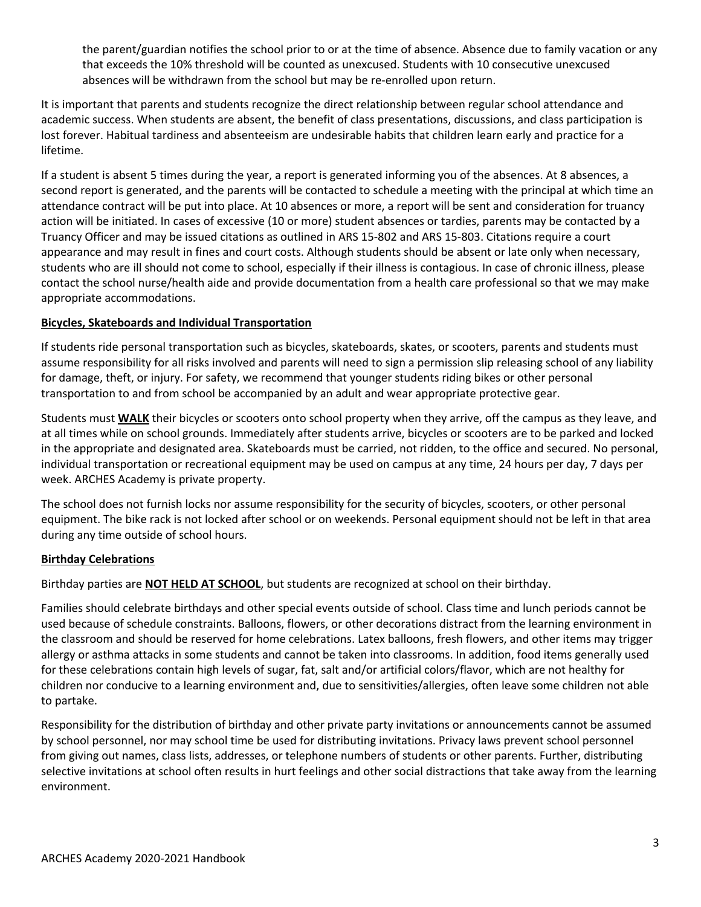the parent/guardian notifies the school prior to or at the time of absence. Absence due to family vacation or any that exceeds the 10% threshold will be counted as unexcused. Students with 10 consecutive unexcused absences will be withdrawn from the school but may be re-enrolled upon return.

It is important that parents and students recognize the direct relationship between regular school attendance and academic success. When students are absent, the benefit of class presentations, discussions, and class participation is lost forever. Habitual tardiness and absenteeism are undesirable habits that children learn early and practice for a lifetime.

If a student is absent 5 times during the year, a report is generated informing you of the absences. At 8 absences, a second report is generated, and the parents will be contacted to schedule a meeting with the principal at which time an attendance contract will be put into place. At 10 absences or more, a report will be sent and consideration for truancy action will be initiated. In cases of excessive (10 or more) student absences or tardies, parents may be contacted by a Truancy Officer and may be issued citations as outlined in ARS 15-802 and ARS 15-803. Citations require a court appearance and may result in fines and court costs. Although students should be absent or late only when necessary, students who are ill should not come to school, especially if their illness is contagious. In case of chronic illness, please contact the school nurse/health aide and provide documentation from a health care professional so that we may make appropriate accommodations.

**Bicycles, Skateboards and Individual Transportation**

If students ride personal transportation such as bicycles, skateboards, skates, or scooters, parents and students must assume responsibility for all risks involved and parents will need to sign a permission slip releasing school of any liability for damage, theft, or injury. For safety, we recommend that younger students riding bikes or other personal transportation to and from school be accompanied by an adult and wear appropriate protective gear.

Students must **WALK** their bicycles or scooters onto school property when they arrive, off the campus as they leave, and at all times while on school grounds. Immediately after students arrive, bicycles or scooters are to be parked and locked in the appropriate and designated area. Skateboards must be carried, not ridden, to the office and secured. No personal, individual transportation or recreational equipment may be used on campus at any time, 24 hours per day, 7 days per week. ARCHES Academy is private property.

The school does not furnish locks nor assume responsibility for the security of bicycles, scooters, or other personal equipment. The bike rack is not locked after school or on weekends. Personal equipment should not be left in that area during any time outside of school hours.

**Birthday Celebrations**

Birthday parties are **NOT HELD AT SCHOOL**, but students are recognized at school on their birthday.

Families should celebrate birthdays and other special events outside of school. Class time and lunch periods cannot be used because of schedule constraints. Balloons, flowers, or other decorations distract from the learning environment in the classroom and should be reserved for home celebrations. Latex balloons, fresh flowers, and other items may trigger allergy or asthma attacks in some students and cannot be taken into classrooms. In addition, food items generally used for these celebrations contain high levels of sugar, fat, salt and/or artificial colors/flavor, which are not healthy for children nor conducive to a learning environment and, due to sensitivities/allergies, often leave some children not able to partake.

Responsibility for the distribution of birthday and other private party invitations or announcements cannot be assumed by school personnel, nor may school time be used for distributing invitations. Privacy laws prevent school personnel from giving out names, class lists, addresses, or telephone numbers of students or other parents. Further, distributing selective invitations at school often results in hurt feelings and other social distractions that take away from the learning environment.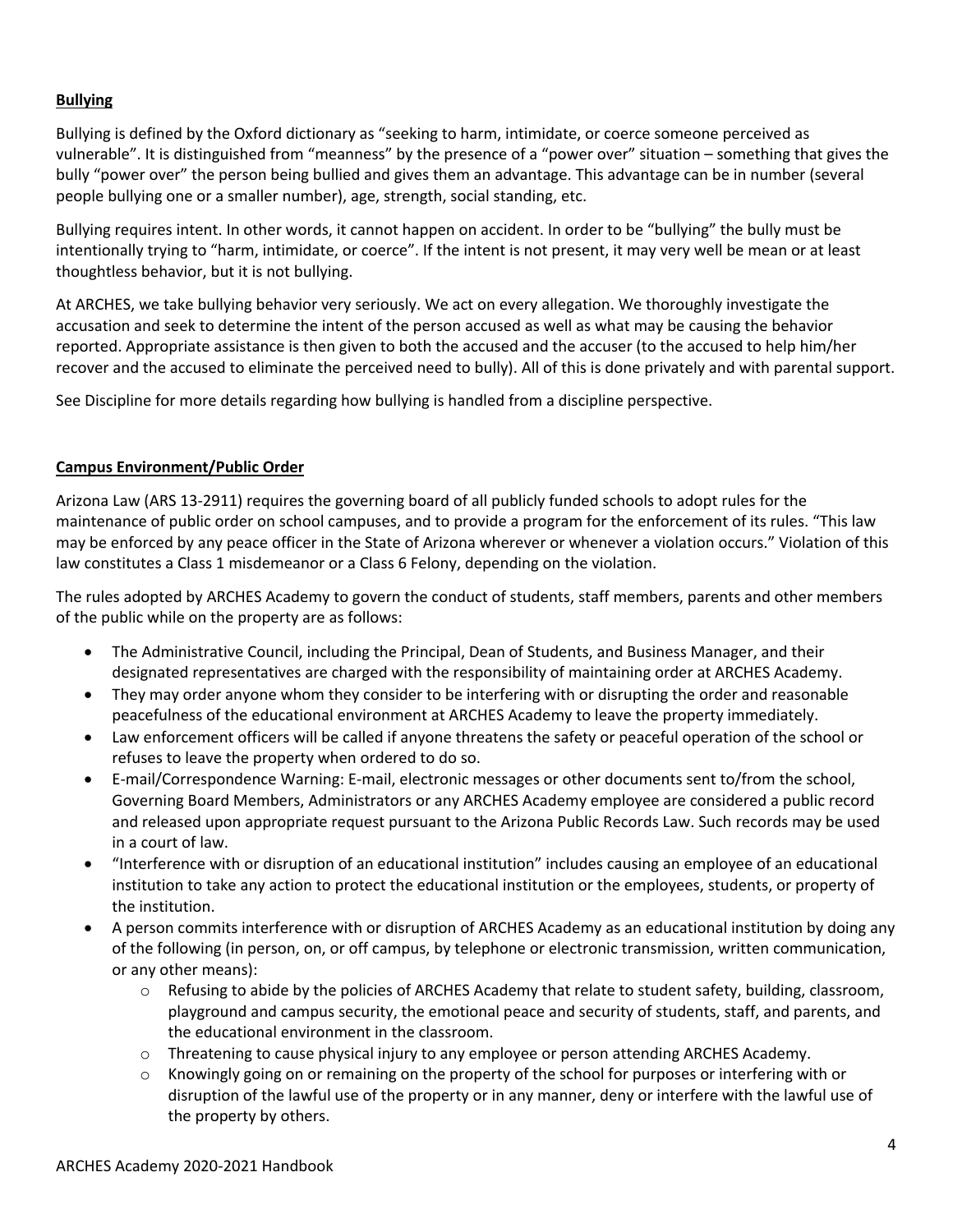**Bullying**

Bullying is defined by the Oxford dictionary as "seeking to harm, intimidate, or coerce someone perceived as vulnerable". It is distinguished from "meanness" by the presence of a "power over" situation – something that gives the bully "power over" the person being bullied and gives them an advantage. This advantage can be in number (several people bullying one or a smaller number), age, strength, social standing, etc.

Bullying requires intent. In other words, it cannot happen on accident. In order to be "bullying" the bully must be intentionally trying to "harm, intimidate, or coerce". If the intent is not present, it may very well be mean or at least thoughtless behavior, but it is not bullying.

At ARCHES, we take bullying behavior very seriously. We act on every allegation. We thoroughly investigate the accusation and seek to determine the intent of the person accused as well as what may be causing the behavior reported. Appropriate assistance is then given to both the accused and the accuser (to the accused to help him/her recover and the accused to eliminate the perceived need to bully). All of this is done privately and with parental support.

See Discipline for more details regarding how bullying is handled from a discipline perspective.

**Campus Environment/Public Order**

Arizona Law (ARS 13-2911) requires the governing board of all publicly funded schools to adopt rules for the maintenance of public order on school campuses, and to provide a program for the enforcement of its rules. "This law may be enforced by any peace officer in the State of Arizona wherever or whenever a violation occurs." Violation of this law constitutes a Class 1 misdemeanor or a Class 6 Felony, depending on the violation.

The rules adopted by ARCHES Academy to govern the conduct of students, staff members, parents and other members of the public while on the property are as follows:

- The Administrative Council, including the Principal, Dean of Students, and Business Manager, and their designated representatives are charged with the responsibility of maintaining order at ARCHES Academy.
- They may order anyone whom they consider to be interfering with or disrupting the order and reasonable peacefulness of the educational environment at ARCHES Academy to leave the property immediately.
- Law enforcement officers will be called if anyone threatens the safety or peaceful operation of the school or refuses to leave the property when ordered to do so.
- E-mail/Correspondence Warning: E-mail, electronic messages or other documents sent to/from the school, Governing Board Members, Administrators or any ARCHES Academy employee are considered a public record and released upon appropriate request pursuant to the Arizona Public Records Law. Such records may be used in a court of law.
- "Interference with or disruption of an educational institution" includes causing an employee of an educational institution to take any action to protect the educational institution or the employees, students, or property of the institution.
- A person commits interference with or disruption of ARCHES Academy as an educational institution by doing any of the following (in person, on, or off campus, by telephone or electronic transmission, written communication, or any other means):
  - Refusing to abide by the policies of ARCHES Academy that relate to student safety, building, classroom, playground and campus security, the emotional peace and security of students, staff, and parents, and the educational environment in the classroom.
  - Threatening to cause physical injury to any employee or person attending ARCHES Academy.
  - Knowingly going on or remaining on the property of the school for purposes or interfering with or disruption of the lawful use of the property or in any manner, deny or interfere with the lawful use of the property by others.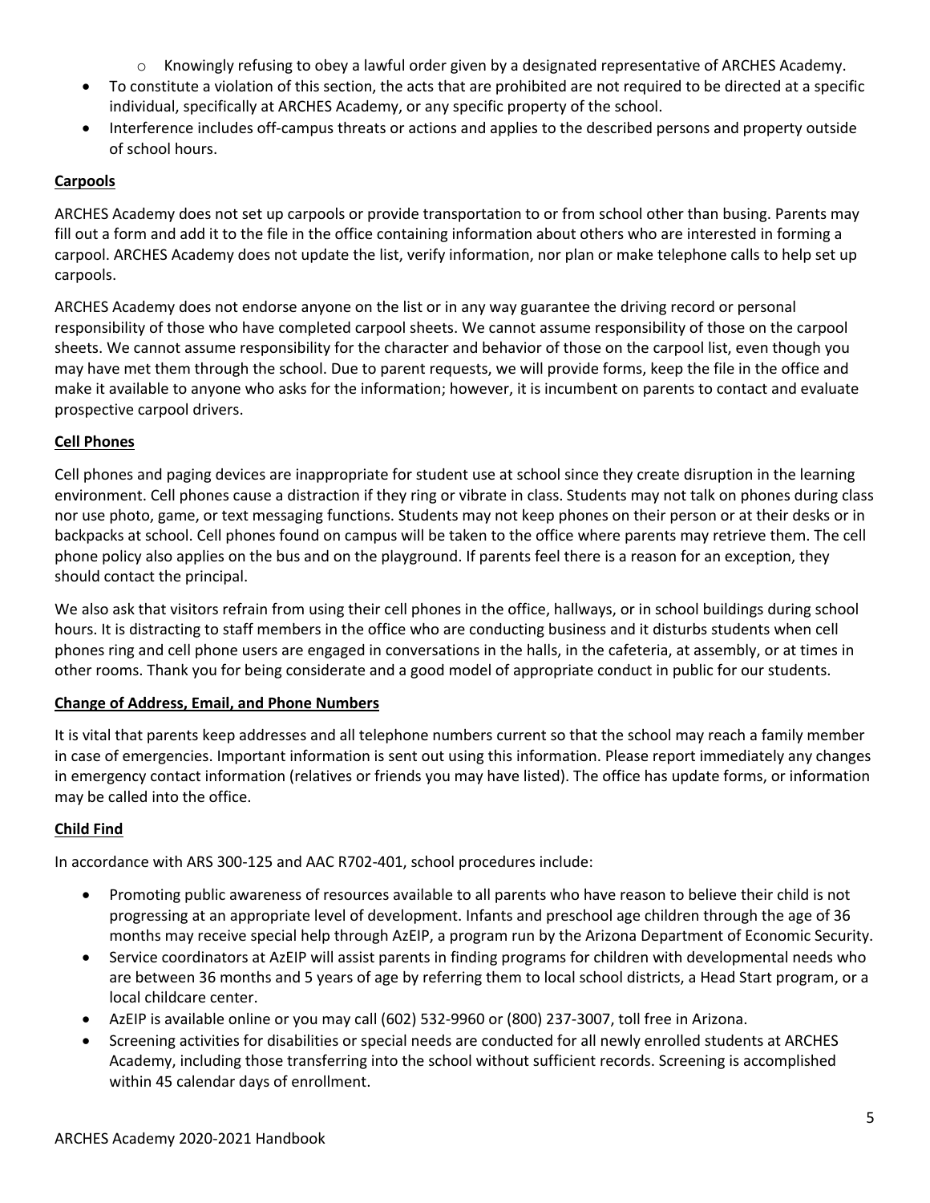- Knowingly refusing to obey a lawful order given by a designated representative of ARCHES Academy.

- To constitute a violation of this section, the acts that are prohibited are not required to be directed at a specific individual, specifically at ARCHES Academy, or any specific property of the school.
- Interference includes off-campus threats or actions and applies to the described persons and property outside of school hours.

### Carpools

ARCHES Academy does not set up carpools or provide transportation to or from school other than busing. Parents may fill out a form and add it to the file in the office containing information about others who are interested in forming a carpool. ARCHES Academy does not update the list, verify information, nor plan or make telephone calls to help set up carpools.

ARCHES Academy does not endorse anyone on the list or in any way guarantee the driving record or personal responsibility of those who have completed carpool sheets. We cannot assume responsibility of those on the carpool sheets. We cannot assume responsibility for the character and behavior of those on the carpool list, even though you may have met them through the school. Due to parent requests, we will provide forms, keep the file in the office and make it available to anyone who asks for the information; however, it is incumbent on parents to contact and evaluate prospective carpool drivers.

### Cell Phones

Cell phones and paging devices are inappropriate for student use at school since they create disruption in the learning environment. Cell phones cause a distraction if they ring or vibrate in class. Students may not talk on phones during class nor use photo, game, or text messaging functions. Students may not keep phones on their person or at their desks or in backpacks at school. Cell phones found on campus will be taken to the office where parents may retrieve them. The cell phone policy also applies on the bus and on the playground. If parents feel there is a reason for an exception, they should contact the principal.

We also ask that visitors refrain from using their cell phones in the office, hallways, or in school buildings during school hours. It is distracting to staff members in the office who are conducting business and it disturbs students when cell phones ring and cell phone users are engaged in conversations in the halls, in the cafeteria, at assembly, or at times in other rooms. Thank you for being considerate and a good model of appropriate conduct in public for our students.

### Change of Address, Email, and Phone Numbers

It is vital that parents keep addresses and all telephone numbers current so that the school may reach a family member in case of emergencies. Important information is sent out using this information. Please report immediately any changes in emergency contact information (relatives or friends you may have listed). The office has update forms, or information may be called into the office.

### Child Find

In accordance with ARS 300-125 and AAC R702-401, school procedures include:

- Promoting public awareness of resources available to all parents who have reason to believe their child is not progressing at an appropriate level of development. Infants and preschool age children through the age of 36 months may receive special help through AzEIP, a program run by the Arizona Department of Economic Security.
- Service coordinators at AzEIP will assist parents in finding programs for children with developmental needs who are between 36 months and 5 years of age by referring them to local school districts, a Head Start program, or a local childcare center.
- AzEIP is available online or you may call (602) 532-9960 or (800) 237-3007, toll free in Arizona.
- Screening activities for disabilities or special needs are conducted for all newly enrolled students at ARCHES Academy, including those transferring into the school without sufficient records. Screening is accomplished within 45 calendar days of enrollment.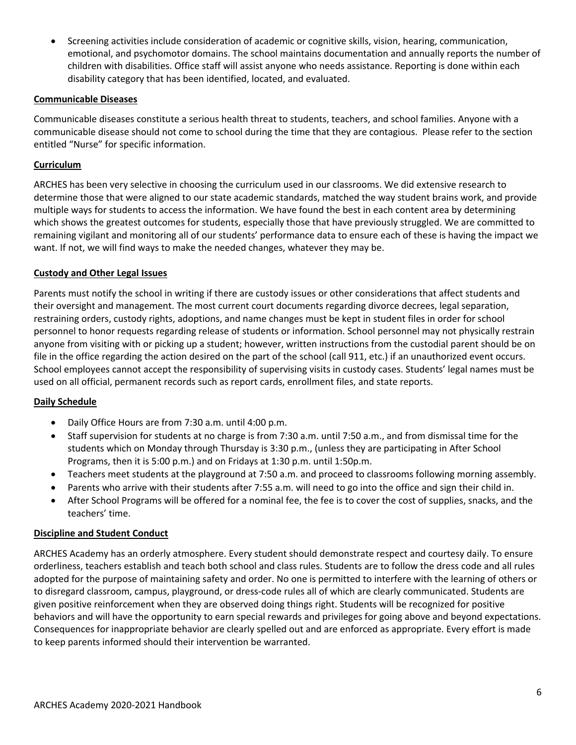- Screening activities include consideration of academic or cognitive skills, vision, hearing, communication, emotional, and psychomotor domains. The school maintains documentation and annually reports the number of children with disabilities. Office staff will assist anyone who needs assistance. Reporting is done within each disability category that has been identified, located, and evaluated.

## Communicable Diseases

Communicable diseases constitute a serious health threat to students, teachers, and school families. Anyone with a communicable disease should not come to school during the time that they are contagious. Please refer to the section entitled "Nurse" for specific information.

## Curriculum

ARCHES has been very selective in choosing the curriculum used in our classrooms. We did extensive research to determine those that were aligned to our state academic standards, matched the way student brains work, and provide multiple ways for students to access the information. We have found the best in each content area by determining which shows the greatest outcomes for students, especially those that have previously struggled. We are committed to remaining vigilant and monitoring all of our students' performance data to ensure each of these is having the impact we want. If not, we will find ways to make the needed changes, whatever they may be.

## Custody and Other Legal Issues

Parents must notify the school in writing if there are custody issues or other considerations that affect students and their oversight and management. The most current court documents regarding divorce decrees, legal separation, restraining orders, custody rights, adoptions, and name changes must be kept in student files in order for school personnel to honor requests regarding release of students or information. School personnel may not physically restrain anyone from visiting with or picking up a student; however, written instructions from the custodial parent should be on file in the office regarding the action desired on the part of the school (call 911, etc.) if an unauthorized event occurs. School employees cannot accept the responsibility of supervising visits in custody cases. Students' legal names must be used on all official, permanent records such as report cards, enrollment files, and state reports.

## Daily Schedule

- Daily Office Hours are from 7:30 a.m. until 4:00 p.m.
- Staff supervision for students at no charge is from 7:30 a.m. until 7:50 a.m., and from dismissal time for the students which on Monday through Thursday is 3:30 p.m., (unless they are participating in After School Programs, then it is 5:00 p.m.) and on Fridays at 1:30 p.m. until 1:50p.m.
- Teachers meet students at the playground at 7:50 a.m. and proceed to classrooms following morning assembly.
- Parents who arrive with their students after 7:55 a.m. will need to go into the office and sign their child in.
- After School Programs will be offered for a nominal fee, the fee is to cover the cost of supplies, snacks, and the teachers' time.

## Discipline and Student Conduct

ARCHES Academy has an orderly atmosphere. Every student should demonstrate respect and courtesy daily. To ensure orderliness, teachers establish and teach both school and class rules. Students are to follow the dress code and all rules adopted for the purpose of maintaining safety and order. No one is permitted to interfere with the learning of others or to disregard classroom, campus, playground, or dress-code rules all of which are clearly communicated. Students are given positive reinforcement when they are observed doing things right. Students will be recognized for positive behaviors and will have the opportunity to earn special rewards and privileges for going above and beyond expectations. Consequences for inappropriate behavior are clearly spelled out and are enforced as appropriate. Every effort is made to keep parents informed should their intervention be warranted.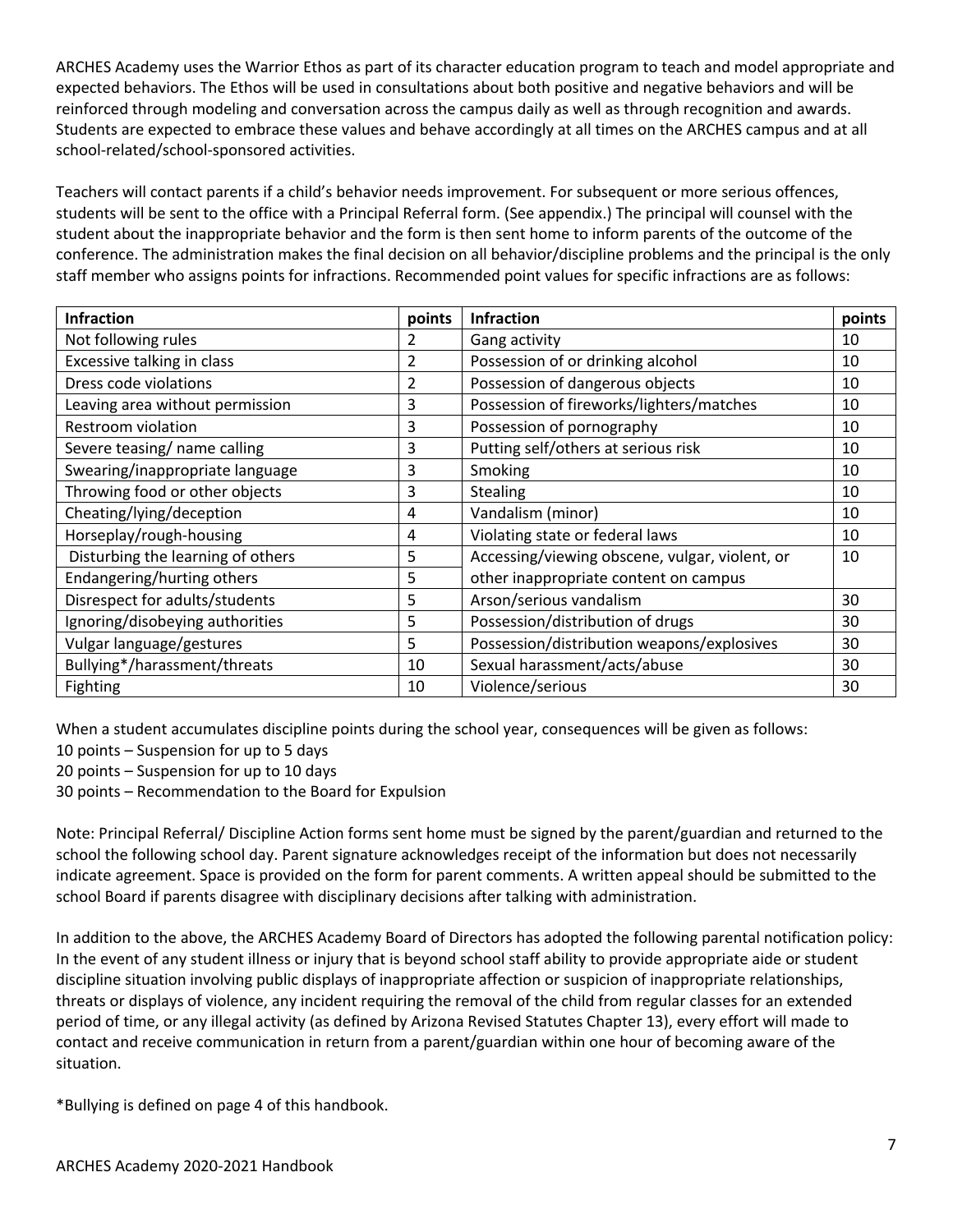ARCHES Academy uses the Warrior Ethos as part of its character education program to teach and model appropriate and expected behaviors. The Ethos will be used in consultations about both positive and negative behaviors and will be reinforced through modeling and conversation across the campus daily as well as through recognition and awards. Students are expected to embrace these values and behave accordingly at all times on the ARCHES campus and at all school-related/school-sponsored activities.

Teachers will contact parents if a child's behavior needs improvement. For subsequent or more serious offences, students will be sent to the office with a Principal Referral form. (See appendix.) The principal will counsel with the student about the inappropriate behavior and the form is then sent home to inform parents of the outcome of the conference. The administration makes the final decision on all behavior/discipline problems and the principal is the only staff member who assigns points for infractions. Recommended point values for specific infractions are as follows:

| Infraction | points | Infraction | points |
|---|---|---|---|
| Not following rules | 2 | Gang activity | 10 |
| Excessive talking in class | 2 | Possession of or drinking alcohol | 10 |
| Dress code violations | 2 | Possession of dangerous objects | 10 |
| Leaving area without permission | 3 | Possession of fireworks/lighters/matches | 10 |
| Restroom violation | 3 | Possession of pornography | 10 |
| Severe teasing/ name calling | 3 | Putting self/others at serious risk | 10 |
| Swearing/inappropriate language | 3 | Smoking | 10 |
| Throwing food or other objects | 3 | Stealing | 10 |
| Cheating/lying/deception | 4 | Vandalism (minor) | 10 |
| Horseplay/rough-housing | 4 | Violating state or federal laws | 10 |
| Disturbing the learning of others | 5 | Accessing/viewing obscene, vulgar, violent, or other inappropriate content on campus | 10 |
| Endangering/hurting others | 5 | | |
| Disrespect for adults/students | 5 | Arson/serious vandalism | 30 |
| Ignoring/disobeying authorities | 5 | Possession/distribution of drugs | 30 |
| Vulgar language/gestures | 5 | Possession/distribution weapons/explosives | 30 |
| Bullying*/harassment/threats | 10 | Sexual harassment/acts/abuse | 30 |
| Fighting | 10 | Violence/serious | 30 |

When a student accumulates discipline points during the school year, consequences will be given as follows:
10 points – Suspension for up to 5 days
20 points – Suspension for up to 10 days
30 points – Recommendation to the Board for Expulsion

Note: Principal Referral/ Discipline Action forms sent home must be signed by the parent/guardian and returned to the school the following school day. Parent signature acknowledges receipt of the information but does not necessarily indicate agreement. Space is provided on the form for parent comments. A written appeal should be submitted to the school Board if parents disagree with disciplinary decisions after talking with administration.

In addition to the above, the ARCHES Academy Board of Directors has adopted the following parental notification policy: In the event of any student illness or injury that is beyond school staff ability to provide appropriate aide or student discipline situation involving public displays of inappropriate affection or suspicion of inappropriate relationships, threats or displays of violence, any incident requiring the removal of the child from regular classes for an extended period of time, or any illegal activity (as defined by Arizona Revised Statutes Chapter 13), every effort will made to contact and receive communication in return from a parent/guardian within one hour of becoming aware of the situation.

*Bullying is defined on page 4 of this handbook.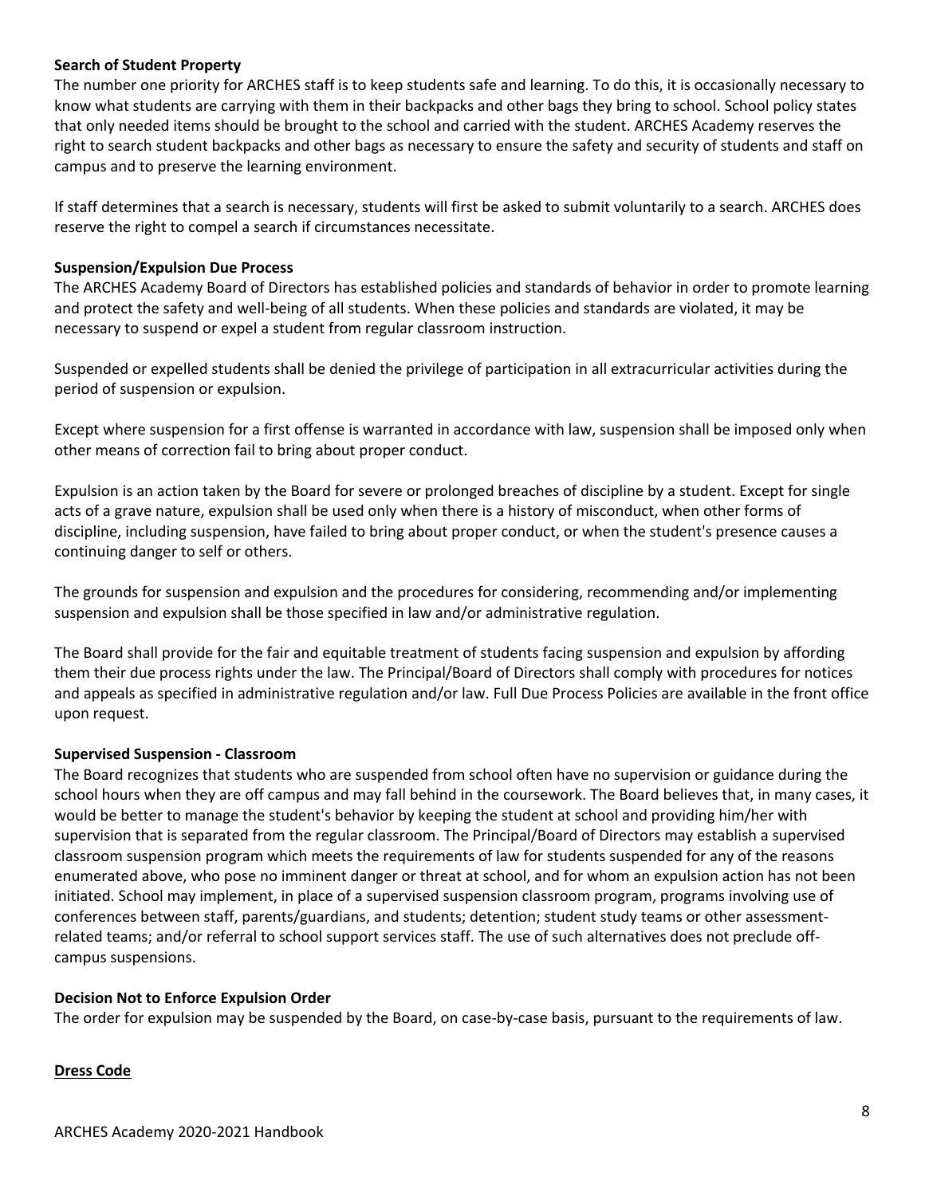**Search of Student Property**

The number one priority for ARCHES staff is to keep students safe and learning. To do this, it is occasionally necessary to know what students are carrying with them in their backpacks and other bags they bring to school. School policy states that only needed items should be brought to the school and carried with the student. ARCHES Academy reserves the right to search student backpacks and other bags as necessary to ensure the safety and security of students and staff on campus and to preserve the learning environment.

If staff determines that a search is necessary, students will first be asked to submit voluntarily to a search. ARCHES does reserve the right to compel a search if circumstances necessitate.

**Suspension/Expulsion Due Process**

The ARCHES Academy Board of Directors has established policies and standards of behavior in order to promote learning and protect the safety and well-being of all students. When these policies and standards are violated, it may be necessary to suspend or expel a student from regular classroom instruction.

Suspended or expelled students shall be denied the privilege of participation in all extracurricular activities during the period of suspension or expulsion.

Except where suspension for a first offense is warranted in accordance with law, suspension shall be imposed only when other means of correction fail to bring about proper conduct.

Expulsion is an action taken by the Board for severe or prolonged breaches of discipline by a student. Except for single acts of a grave nature, expulsion shall be used only when there is a history of misconduct, when other forms of discipline, including suspension, have failed to bring about proper conduct, or when the student's presence causes a continuing danger to self or others.

The grounds for suspension and expulsion and the procedures for considering, recommending and/or implementing suspension and expulsion shall be those specified in law and/or administrative regulation.

The Board shall provide for the fair and equitable treatment of students facing suspension and expulsion by affording them their due process rights under the law. The Principal/Board of Directors shall comply with procedures for notices and appeals as specified in administrative regulation and/or law. Full Due Process Policies are available in the front office upon request.

**Supervised Suspension - Classroom**

The Board recognizes that students who are suspended from school often have no supervision or guidance during the school hours when they are off campus and may fall behind in the coursework. The Board believes that, in many cases, it would be better to manage the student's behavior by keeping the student at school and providing him/her with supervision that is separated from the regular classroom. The Principal/Board of Directors may establish a supervised classroom suspension program which meets the requirements of law for students suspended for any of the reasons enumerated above, who pose no imminent danger or threat at school, and for whom an expulsion action has not been initiated. School may implement, in place of a supervised suspension classroom program, programs involving use of conferences between staff, parents/guardians, and students; detention; student study teams or other assessment-related teams; and/or referral to school support services staff. The use of such alternatives does not preclude off-campus suspensions.

**Decision Not to Enforce Expulsion Order**

The order for expulsion may be suspended by the Board, on case-by-case basis, pursuant to the requirements of law.

**<u>Dress Code</u>**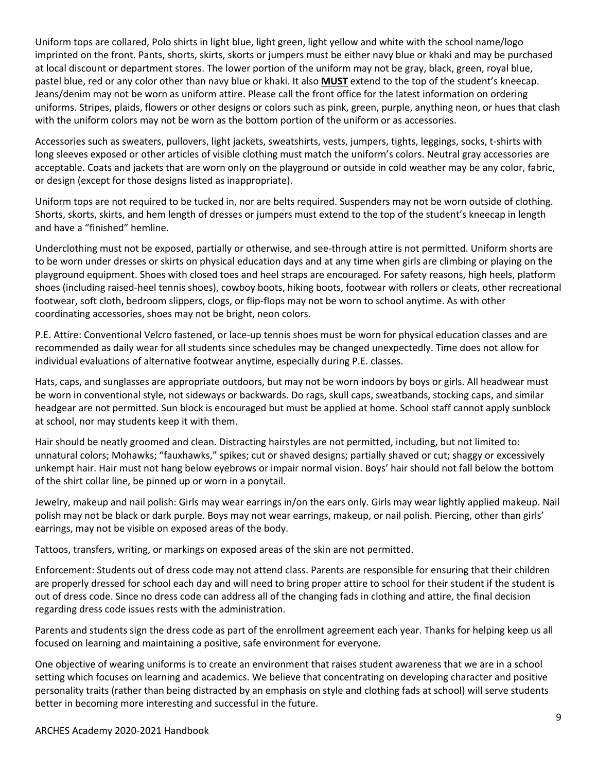Uniform tops are collared, Polo shirts in light blue, light green, light yellow and white with the school name/logo imprinted on the front. Pants, shorts, skirts, skorts or jumpers must be either navy blue or khaki and may be purchased at local discount or department stores. The lower portion of the uniform may not be gray, black, green, royal blue, pastel blue, red or any color other than navy blue or khaki. It also **MUST** extend to the top of the student's kneecap. Jeans/denim may not be worn as uniform attire. Please call the front office for the latest information on ordering uniforms. Stripes, plaids, flowers or other designs or colors such as pink, green, purple, anything neon, or hues that clash with the uniform colors may not be worn as the bottom portion of the uniform or as accessories.

Accessories such as sweaters, pullovers, light jackets, sweatshirts, vests, jumpers, tights, leggings, socks, t-shirts with long sleeves exposed or other articles of visible clothing must match the uniform's colors. Neutral gray accessories are acceptable. Coats and jackets that are worn only on the playground or outside in cold weather may be any color, fabric, or design (except for those designs listed as inappropriate).

Uniform tops are not required to be tucked in, nor are belts required. Suspenders may not be worn outside of clothing. Shorts, skorts, skirts, and hem length of dresses or jumpers must extend to the top of the student's kneecap in length and have a "finished" hemline.

Underclothing must not be exposed, partially or otherwise, and see-through attire is not permitted. Uniform shorts are to be worn under dresses or skirts on physical education days and at any time when girls are climbing or playing on the playground equipment. Shoes with closed toes and heel straps are encouraged. For safety reasons, high heels, platform shoes (including raised-heel tennis shoes), cowboy boots, hiking boots, footwear with rollers or cleats, other recreational footwear, soft cloth, bedroom slippers, clogs, or flip-flops may not be worn to school anytime. As with other coordinating accessories, shoes may not be bright, neon colors.

P.E. Attire: Conventional Velcro fastened, or lace-up tennis shoes must be worn for physical education classes and are recommended as daily wear for all students since schedules may be changed unexpectedly. Time does not allow for individual evaluations of alternative footwear anytime, especially during P.E. classes.

Hats, caps, and sunglasses are appropriate outdoors, but may not be worn indoors by boys or girls. All headwear must be worn in conventional style, not sideways or backwards. Do rags, skull caps, sweatbands, stocking caps, and similar headgear are not permitted. Sun block is encouraged but must be applied at home. School staff cannot apply sunblock at school, nor may students keep it with them.

Hair should be neatly groomed and clean. Distracting hairstyles are not permitted, including, but not limited to: unnatural colors; Mohawks; "fauxhawks," spikes; cut or shaved designs; partially shaved or cut; shaggy or excessively unkempt hair. Hair must not hang below eyebrows or impair normal vision. Boys' hair should not fall below the bottom of the shirt collar line, be pinned up or worn in a ponytail.

Jewelry, makeup and nail polish: Girls may wear earrings in/on the ears only. Girls may wear lightly applied makeup. Nail polish may not be black or dark purple. Boys may not wear earrings, makeup, or nail polish. Piercing, other than girls' earrings, may not be visible on exposed areas of the body.

Tattoos, transfers, writing, or markings on exposed areas of the skin are not permitted.

Enforcement: Students out of dress code may not attend class. Parents are responsible for ensuring that their children are properly dressed for school each day and will need to bring proper attire to school for their student if the student is out of dress code. Since no dress code can address all of the changing fads in clothing and attire, the final decision regarding dress code issues rests with the administration.

Parents and students sign the dress code as part of the enrollment agreement each year. Thanks for helping keep us all focused on learning and maintaining a positive, safe environment for everyone.

One objective of wearing uniforms is to create an environment that raises student awareness that we are in a school setting which focuses on learning and academics. We believe that concentrating on developing character and positive personality traits (rather than being distracted by an emphasis on style and clothing fads at school) will serve students better in becoming more interesting and successful in the future.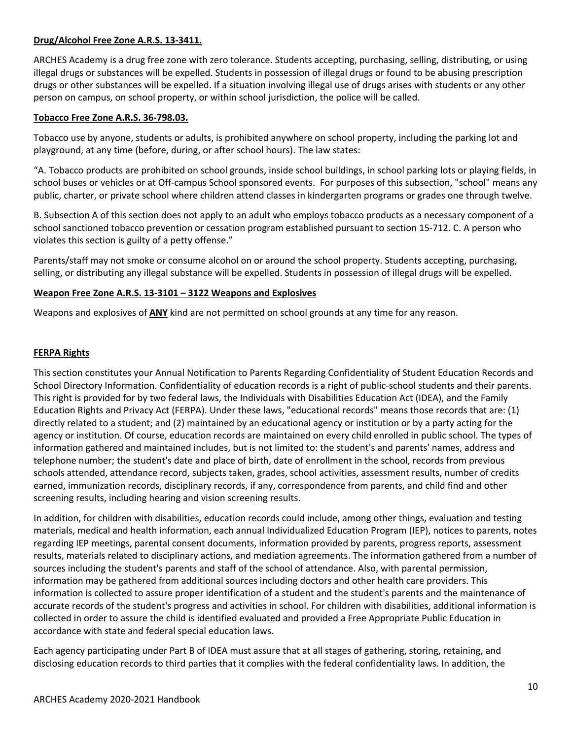**Drug/Alcohol Free Zone A.R.S. 13-3411.**

ARCHES Academy is a drug free zone with zero tolerance. Students accepting, purchasing, selling, distributing, or using illegal drugs or substances will be expelled. Students in possession of illegal drugs or found to be abusing prescription drugs or other substances will be expelled. If a situation involving illegal use of drugs arises with students or any other person on campus, on school property, or within school jurisdiction, the police will be called.

**Tobacco Free Zone A.R.S. 36-798.03.**

Tobacco use by anyone, students or adults, is prohibited anywhere on school property, including the parking lot and playground, at any time (before, during, or after school hours). The law states:

"A. Tobacco products are prohibited on school grounds, inside school buildings, in school parking lots or playing fields, in school buses or vehicles or at Off-campus School sponsored events. For purposes of this subsection, "school" means any public, charter, or private school where children attend classes in kindergarten programs or grades one through twelve.

B. Subsection A of this section does not apply to an adult who employs tobacco products as a necessary component of a school sanctioned tobacco prevention or cessation program established pursuant to section 15-712. C. A person who violates this section is guilty of a petty offense."

Parents/staff may not smoke or consume alcohol on or around the school property. Students accepting, purchasing, selling, or distributing any illegal substance will be expelled. Students in possession of illegal drugs will be expelled.

**Weapon Free Zone A.R.S. 13-3101 – 3122 Weapons and Explosives**

Weapons and explosives of **ANY** kind are not permitted on school grounds at any time for any reason.

**FERPA Rights**

This section constitutes your Annual Notification to Parents Regarding Confidentiality of Student Education Records and School Directory Information. Confidentiality of education records is a right of public-school students and their parents. This right is provided for by two federal laws, the Individuals with Disabilities Education Act (IDEA), and the Family Education Rights and Privacy Act (FERPA). Under these laws, "educational records" means those records that are: (1) directly related to a student; and (2) maintained by an educational agency or institution or by a party acting for the agency or institution. Of course, education records are maintained on every child enrolled in public school. The types of information gathered and maintained includes, but is not limited to: the student's and parents' names, address and telephone number; the student's date and place of birth, date of enrollment in the school, records from previous schools attended, attendance record, subjects taken, grades, school activities, assessment results, number of credits earned, immunization records, disciplinary records, if any, correspondence from parents, and child find and other screening results, including hearing and vision screening results.

In addition, for children with disabilities, education records could include, among other things, evaluation and testing materials, medical and health information, each annual Individualized Education Program (IEP), notices to parents, notes regarding IEP meetings, parental consent documents, information provided by parents, progress reports, assessment results, materials related to disciplinary actions, and mediation agreements. The information gathered from a number of sources including the student's parents and staff of the school of attendance. Also, with parental permission, information may be gathered from additional sources including doctors and other health care providers. This information is collected to assure proper identification of a student and the student's parents and the maintenance of accurate records of the student's progress and activities in school. For children with disabilities, additional information is collected in order to assure the child is identified evaluated and provided a Free Appropriate Public Education in accordance with state and federal special education laws.

Each agency participating under Part B of IDEA must assure that at all stages of gathering, storing, retaining, and disclosing education records to third parties that it complies with the federal confidentiality laws. In addition, the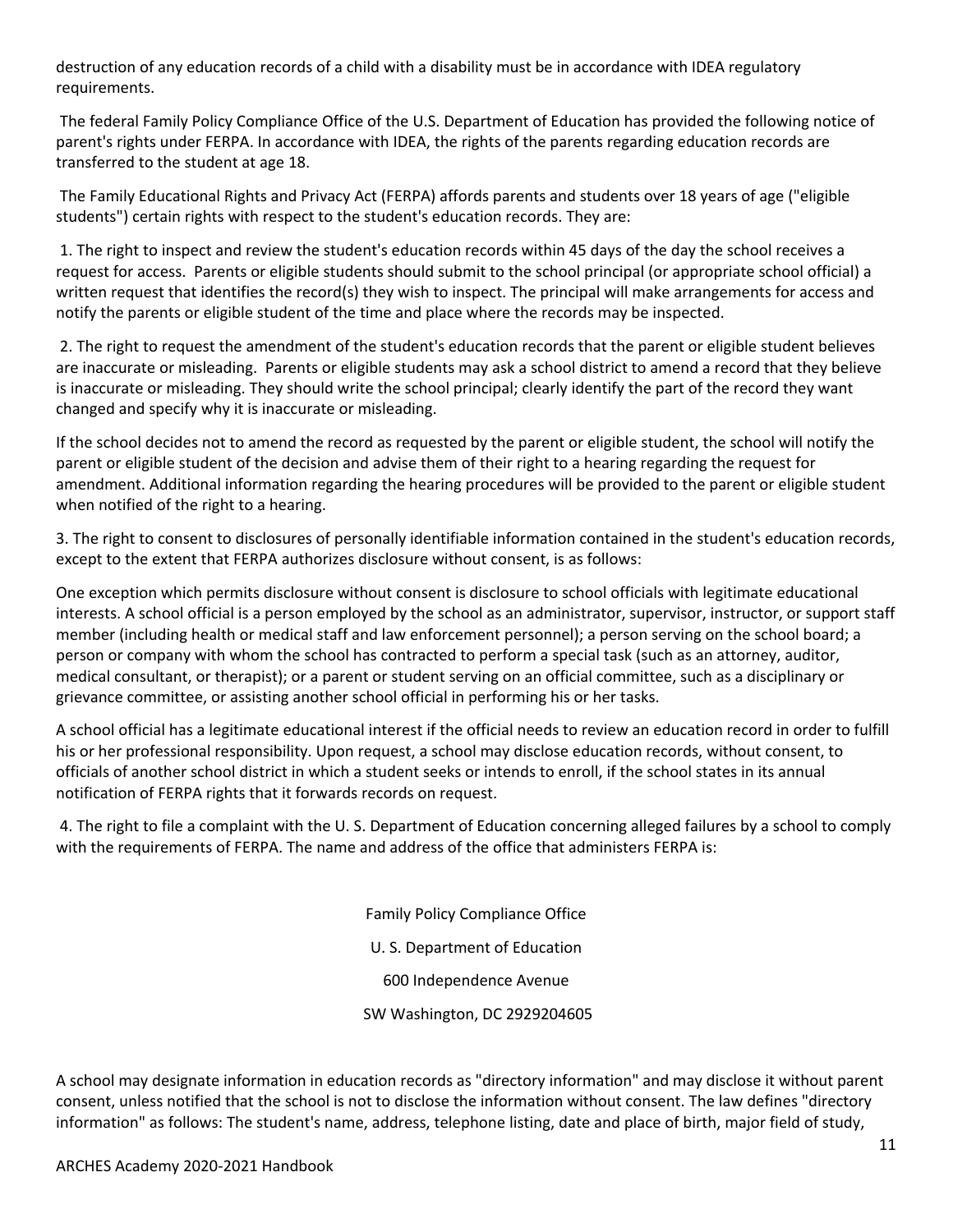destruction of any education records of a child with a disability must be in accordance with IDEA regulatory requirements.

The federal Family Policy Compliance Office of the U.S. Department of Education has provided the following notice of parent's rights under FERPA. In accordance with IDEA, the rights of the parents regarding education records are transferred to the student at age 18.

The Family Educational Rights and Privacy Act (FERPA) affords parents and students over 18 years of age ("eligible students") certain rights with respect to the student's education records. They are:

1. The right to inspect and review the student's education records within 45 days of the day the school receives a request for access. Parents or eligible students should submit to the school principal (or appropriate school official) a written request that identifies the record(s) they wish to inspect. The principal will make arrangements for access and notify the parents or eligible student of the time and place where the records may be inspected.

2. The right to request the amendment of the student's education records that the parent or eligible student believes are inaccurate or misleading. Parents or eligible students may ask a school district to amend a record that they believe is inaccurate or misleading. They should write the school principal; clearly identify the part of the record they want changed and specify why it is inaccurate or misleading.

If the school decides not to amend the record as requested by the parent or eligible student, the school will notify the parent or eligible student of the decision and advise them of their right to a hearing regarding the request for amendment. Additional information regarding the hearing procedures will be provided to the parent or eligible student when notified of the right to a hearing.

3. The right to consent to disclosures of personally identifiable information contained in the student's education records, except to the extent that FERPA authorizes disclosure without consent, is as follows:

One exception which permits disclosure without consent is disclosure to school officials with legitimate educational interests. A school official is a person employed by the school as an administrator, supervisor, instructor, or support staff member (including health or medical staff and law enforcement personnel); a person serving on the school board; a person or company with whom the school has contracted to perform a special task (such as an attorney, auditor, medical consultant, or therapist); or a parent or student serving on an official committee, such as a disciplinary or grievance committee, or assisting another school official in performing his or her tasks.

A school official has a legitimate educational interest if the official needs to review an education record in order to fulfill his or her professional responsibility. Upon request, a school may disclose education records, without consent, to officials of another school district in which a student seeks or intends to enroll, if the school states in its annual notification of FERPA rights that it forwards records on request.

4. The right to file a complaint with the U. S. Department of Education concerning alleged failures by a school to comply with the requirements of FERPA. The name and address of the office that administers FERPA is:

Family Policy Compliance Office

U. S. Department of Education

600 Independence Avenue

SW Washington, DC 2929204605

A school may designate information in education records as "directory information" and may disclose it without parent consent, unless notified that the school is not to disclose the information without consent. The law defines "directory information" as follows: The student's name, address, telephone listing, date and place of birth, major field of study,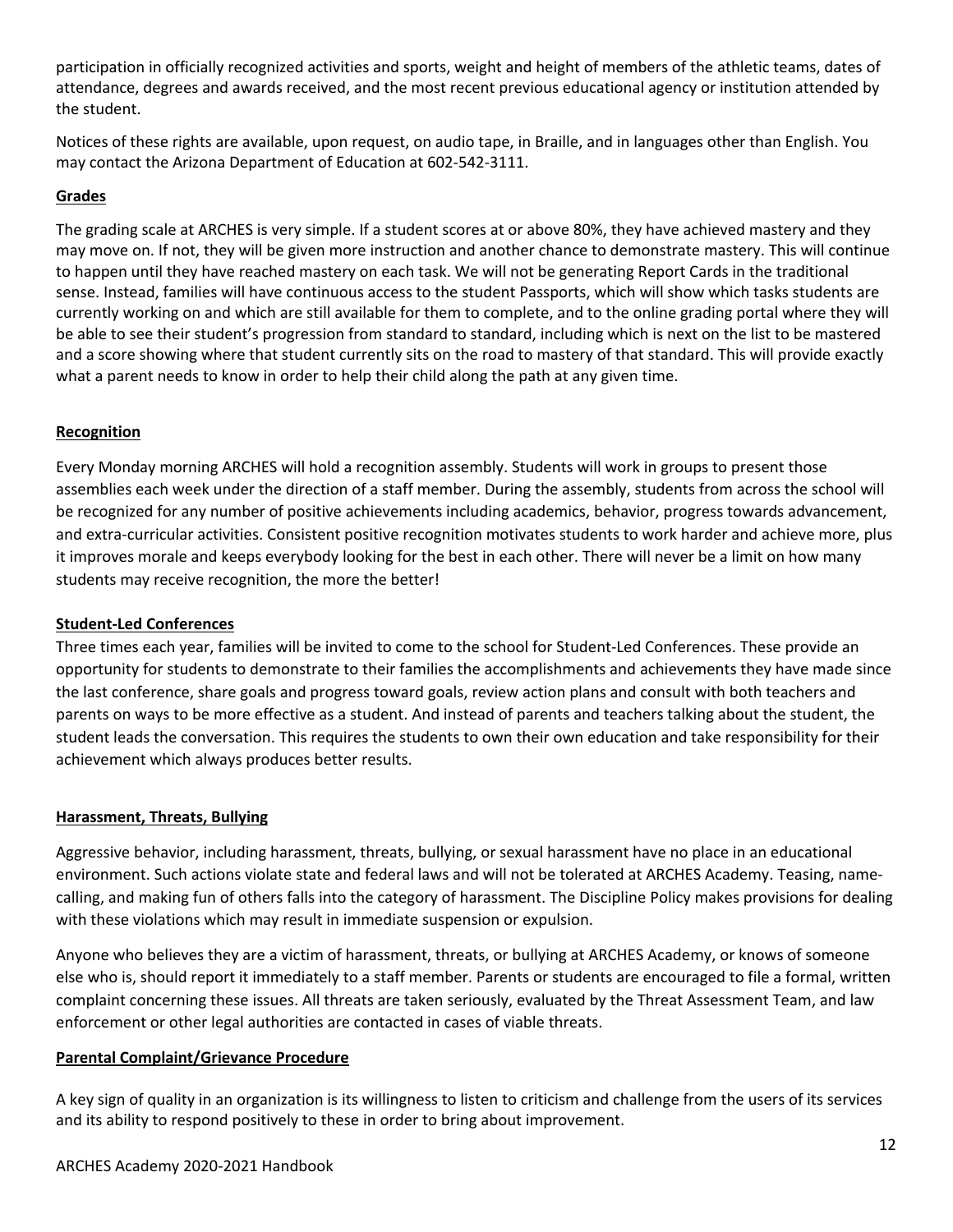participation in officially recognized activities and sports, weight and height of members of the athletic teams, dates of attendance, degrees and awards received, and the most recent previous educational agency or institution attended by the student.

Notices of these rights are available, upon request, on audio tape, in Braille, and in languages other than English. You may contact the Arizona Department of Education at 602-542-3111.

## Grades

The grading scale at ARCHES is very simple. If a student scores at or above 80%, they have achieved mastery and they may move on. If not, they will be given more instruction and another chance to demonstrate mastery. This will continue to happen until they have reached mastery on each task. We will not be generating Report Cards in the traditional sense. Instead, families will have continuous access to the student Passports, which will show which tasks students are currently working on and which are still available for them to complete, and to the online grading portal where they will be able to see their student's progression from standard to standard, including which is next on the list to be mastered and a score showing where that student currently sits on the road to mastery of that standard. This will provide exactly what a parent needs to know in order to help their child along the path at any given time.

## Recognition

Every Monday morning ARCHES will hold a recognition assembly. Students will work in groups to present those assemblies each week under the direction of a staff member. During the assembly, students from across the school will be recognized for any number of positive achievements including academics, behavior, progress towards advancement, and extra-curricular activities. Consistent positive recognition motivates students to work harder and achieve more, plus it improves morale and keeps everybody looking for the best in each other. There will never be a limit on how many students may receive recognition, the more the better!

## Student-Led Conferences

Three times each year, families will be invited to come to the school for Student-Led Conferences. These provide an opportunity for students to demonstrate to their families the accomplishments and achievements they have made since the last conference, share goals and progress toward goals, review action plans and consult with both teachers and parents on ways to be more effective as a student. And instead of parents and teachers talking about the student, the student leads the conversation. This requires the students to own their own education and take responsibility for their achievement which always produces better results.

## Harassment, Threats, Bullying

Aggressive behavior, including harassment, threats, bullying, or sexual harassment have no place in an educational environment. Such actions violate state and federal laws and will not be tolerated at ARCHES Academy. Teasing, name-calling, and making fun of others falls into the category of harassment. The Discipline Policy makes provisions for dealing with these violations which may result in immediate suspension or expulsion.

Anyone who believes they are a victim of harassment, threats, or bullying at ARCHES Academy, or knows of someone else who is, should report it immediately to a staff member. Parents or students are encouraged to file a formal, written complaint concerning these issues. All threats are taken seriously, evaluated by the Threat Assessment Team, and law enforcement or other legal authorities are contacted in cases of viable threats.

## Parental Complaint/Grievance Procedure

A key sign of quality in an organization is its willingness to listen to criticism and challenge from the users of its services and its ability to respond positively to these in order to bring about improvement.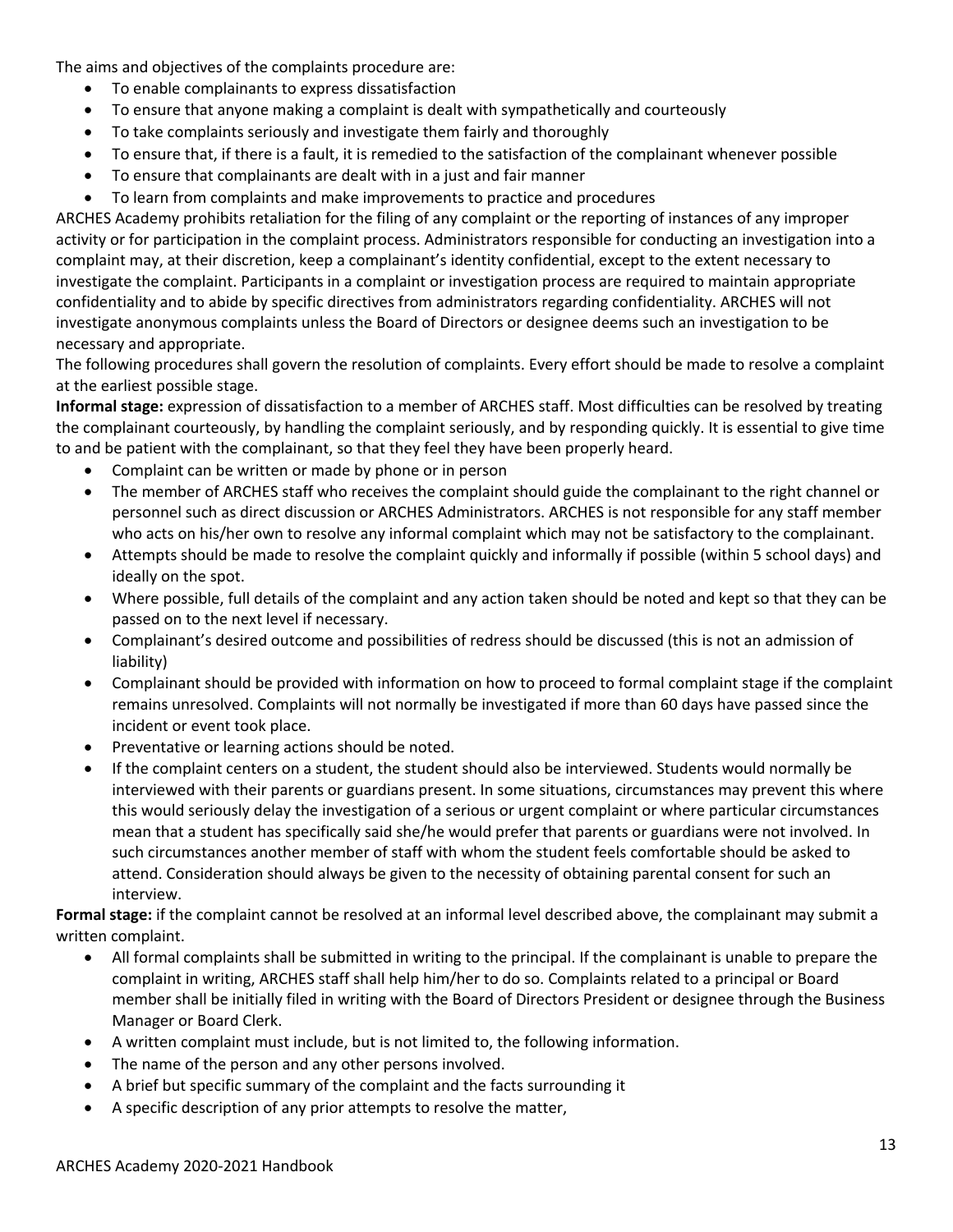The aims and objectives of the complaints procedure are:

- To enable complainants to express dissatisfaction
- To ensure that anyone making a complaint is dealt with sympathetically and courteously
- To take complaints seriously and investigate them fairly and thoroughly
- To ensure that, if there is a fault, it is remedied to the satisfaction of the complainant whenever possible
- To ensure that complainants are dealt with in a just and fair manner
- To learn from complaints and make improvements to practice and procedures

ARCHES Academy prohibits retaliation for the filing of any complaint or the reporting of instances of any improper activity or for participation in the complaint process. Administrators responsible for conducting an investigation into a complaint may, at their discretion, keep a complainant's identity confidential, except to the extent necessary to investigate the complaint. Participants in a complaint or investigation process are required to maintain appropriate confidentiality and to abide by specific directives from administrators regarding confidentiality. ARCHES will not investigate anonymous complaints unless the Board of Directors or designee deems such an investigation to be necessary and appropriate.

The following procedures shall govern the resolution of complaints. Every effort should be made to resolve a complaint at the earliest possible stage.

**Informal stage:** expression of dissatisfaction to a member of ARCHES staff. Most difficulties can be resolved by treating the complainant courteously, by handling the complaint seriously, and by responding quickly. It is essential to give time to and be patient with the complainant, so that they feel they have been properly heard.

- Complaint can be written or made by phone or in person
- The member of ARCHES staff who receives the complaint should guide the complainant to the right channel or personnel such as direct discussion or ARCHES Administrators. ARCHES is not responsible for any staff member who acts on his/her own to resolve any informal complaint which may not be satisfactory to the complainant.
- Attempts should be made to resolve the complaint quickly and informally if possible (within 5 school days) and ideally on the spot.
- Where possible, full details of the complaint and any action taken should be noted and kept so that they can be passed on to the next level if necessary.
- Complainant's desired outcome and possibilities of redress should be discussed (this is not an admission of liability)
- Complainant should be provided with information on how to proceed to formal complaint stage if the complaint remains unresolved. Complaints will not normally be investigated if more than 60 days have passed since the incident or event took place.
- Preventative or learning actions should be noted.
- If the complaint centers on a student, the student should also be interviewed. Students would normally be interviewed with their parents or guardians present. In some situations, circumstances may prevent this where this would seriously delay the investigation of a serious or urgent complaint or where particular circumstances mean that a student has specifically said she/he would prefer that parents or guardians were not involved. In such circumstances another member of staff with whom the student feels comfortable should be asked to attend. Consideration should always be given to the necessity of obtaining parental consent for such an interview.

**Formal stage:** if the complaint cannot be resolved at an informal level described above, the complainant may submit a written complaint.

- All formal complaints shall be submitted in writing to the principal. If the complainant is unable to prepare the complaint in writing, ARCHES staff shall help him/her to do so. Complaints related to a principal or Board member shall be initially filed in writing with the Board of Directors President or designee through the Business Manager or Board Clerk.
- A written complaint must include, but is not limited to, the following information.
- The name of the person and any other persons involved.
- A brief but specific summary of the complaint and the facts surrounding it
- A specific description of any prior attempts to resolve the matter,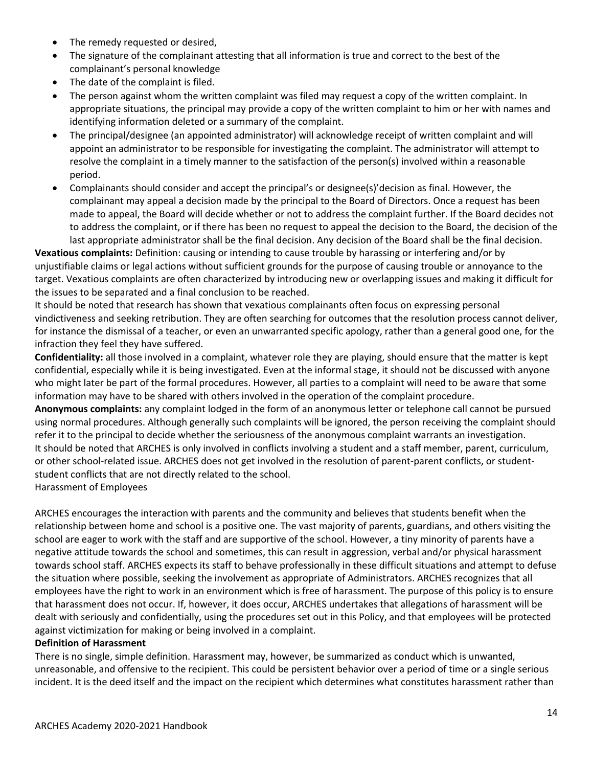- The remedy requested or desired,
- The signature of the complainant attesting that all information is true and correct to the best of the complainant's personal knowledge
- The date of the complaint is filed.
- The person against whom the written complaint was filed may request a copy of the written complaint. In appropriate situations, the principal may provide a copy of the written complaint to him or her with names and identifying information deleted or a summary of the complaint.
- The principal/designee (an appointed administrator) will acknowledge receipt of written complaint and will appoint an administrator to be responsible for investigating the complaint. The administrator will attempt to resolve the complaint in a timely manner to the satisfaction of the person(s) involved within a reasonable period.
- Complainants should consider and accept the principal's or designee(s)'decision as final. However, the complainant may appeal a decision made by the principal to the Board of Directors. Once a request has been made to appeal, the Board will decide whether or not to address the complaint further. If the Board decides not to address the complaint, or if there has been no request to appeal the decision to the Board, the decision of the last appropriate administrator shall be the final decision. Any decision of the Board shall be the final decision.

**Vexatious complaints:** Definition: causing or intending to cause trouble by harassing or interfering and/or by unjustifiable claims or legal actions without sufficient grounds for the purpose of causing trouble or annoyance to the target. Vexatious complaints are often characterized by introducing new or overlapping issues and making it difficult for the issues to be separated and a final conclusion to be reached.

It should be noted that research has shown that vexatious complainants often focus on expressing personal vindictiveness and seeking retribution. They are often searching for outcomes that the resolution process cannot deliver, for instance the dismissal of a teacher, or even an unwarranted specific apology, rather than a general good one, for the infraction they feel they have suffered.

**Confidentiality:** all those involved in a complaint, whatever role they are playing, should ensure that the matter is kept confidential, especially while it is being investigated. Even at the informal stage, it should not be discussed with anyone who might later be part of the formal procedures. However, all parties to a complaint will need to be aware that some information may have to be shared with others involved in the operation of the complaint procedure.

**Anonymous complaints:** any complaint lodged in the form of an anonymous letter or telephone call cannot be pursued using normal procedures. Although generally such complaints will be ignored, the person receiving the complaint should refer it to the principal to decide whether the seriousness of the anonymous complaint warrants an investigation.

It should be noted that ARCHES is only involved in conflicts involving a student and a staff member, parent, curriculum, or other school-related issue. ARCHES does not get involved in the resolution of parent-parent conflicts, or student-student conflicts that are not directly related to the school.

Harassment of Employees

ARCHES encourages the interaction with parents and the community and believes that students benefit when the relationship between home and school is a positive one. The vast majority of parents, guardians, and others visiting the school are eager to work with the staff and are supportive of the school. However, a tiny minority of parents have a negative attitude towards the school and sometimes, this can result in aggression, verbal and/or physical harassment towards school staff. ARCHES expects its staff to behave professionally in these difficult situations and attempt to defuse the situation where possible, seeking the involvement as appropriate of Administrators. ARCHES recognizes that all employees have the right to work in an environment which is free of harassment. The purpose of this policy is to ensure that harassment does not occur. If, however, it does occur, ARCHES undertakes that allegations of harassment will be dealt with seriously and confidentially, using the procedures set out in this Policy, and that employees will be protected against victimization for making or being involved in a complaint.

**Definition of Harassment**

There is no single, simple definition. Harassment may, however, be summarized as conduct which is unwanted, unreasonable, and offensive to the recipient. This could be persistent behavior over a period of time or a single serious incident. It is the deed itself and the impact on the recipient which determines what constitutes harassment rather than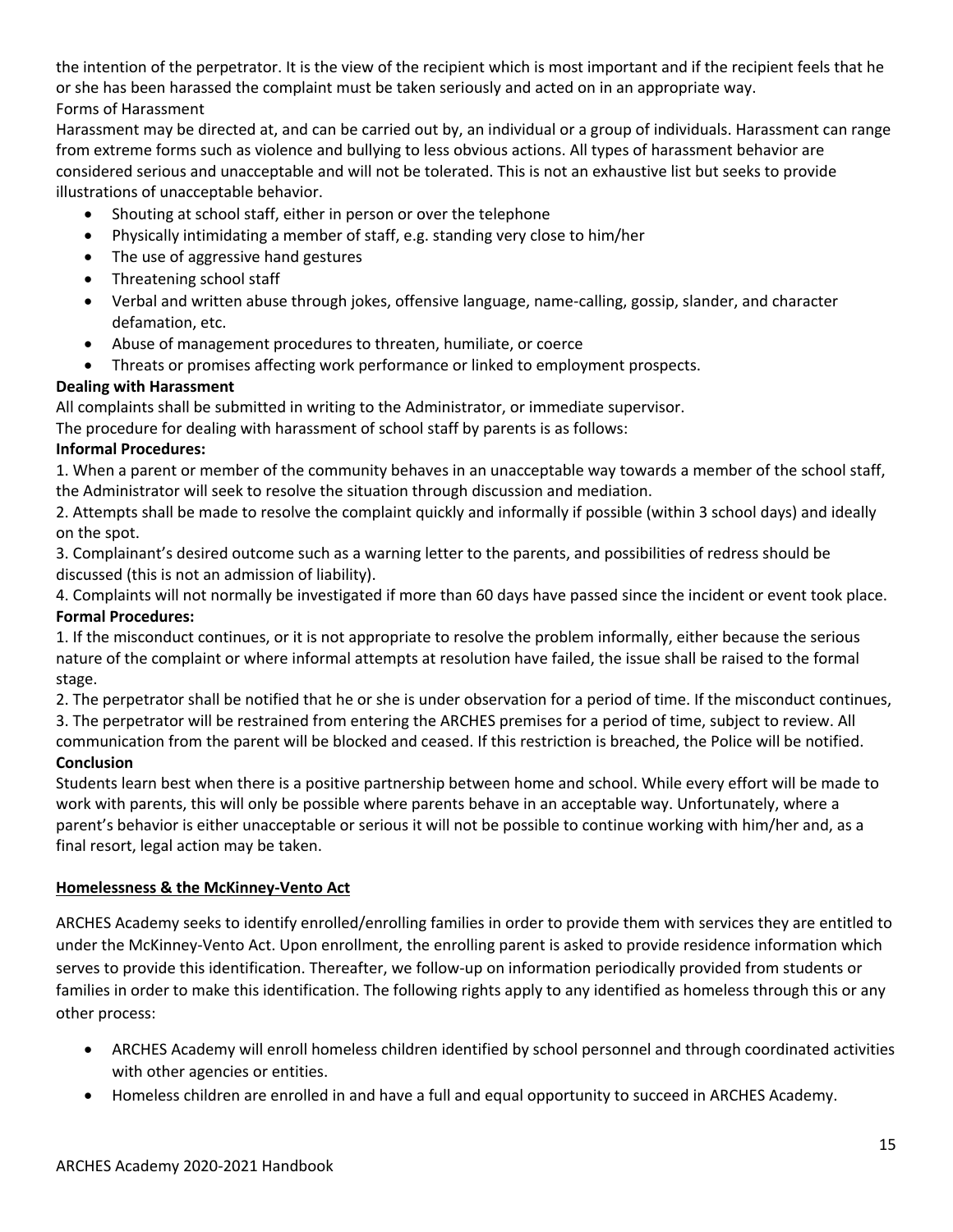the intention of the perpetrator. It is the view of the recipient which is most important and if the recipient feels that he or she has been harassed the complaint must be taken seriously and acted on in an appropriate way.

Forms of Harassment

Harassment may be directed at, and can be carried out by, an individual or a group of individuals. Harassment can range from extreme forms such as violence and bullying to less obvious actions. All types of harassment behavior are considered serious and unacceptable and will not be tolerated. This is not an exhaustive list but seeks to provide illustrations of unacceptable behavior.

- Shouting at school staff, either in person or over the telephone
- Physically intimidating a member of staff, e.g. standing very close to him/her
- The use of aggressive hand gestures
- Threatening school staff
- Verbal and written abuse through jokes, offensive language, name-calling, gossip, slander, and character defamation, etc.
- Abuse of management procedures to threaten, humiliate, or coerce
- Threats or promises affecting work performance or linked to employment prospects.

**Dealing with Harassment**

All complaints shall be submitted in writing to the Administrator, or immediate supervisor.

The procedure for dealing with harassment of school staff by parents is as follows:

**Informal Procedures:**

1. When a parent or member of the community behaves in an unacceptable way towards a member of the school staff, the Administrator will seek to resolve the situation through discussion and mediation.
2. Attempts shall be made to resolve the complaint quickly and informally if possible (within 3 school days) and ideally on the spot.
3. Complainant's desired outcome such as a warning letter to the parents, and possibilities of redress should be discussed (this is not an admission of liability).
4. Complaints will not normally be investigated if more than 60 days have passed since the incident or event took place.

**Formal Procedures:**

1. If the misconduct continues, or it is not appropriate to resolve the problem informally, either because the serious nature of the complaint or where informal attempts at resolution have failed, the issue shall be raised to the formal stage.
2. The perpetrator shall be notified that he or she is under observation for a period of time. If the misconduct continues,
3. The perpetrator will be restrained from entering the ARCHES premises for a period of time, subject to review. All communication from the parent will be blocked and ceased. If this restriction is breached, the Police will be notified.

**Conclusion**

Students learn best when there is a positive partnership between home and school. While every effort will be made to work with parents, this will only be possible where parents behave in an acceptable way. Unfortunately, where a parent's behavior is either unacceptable or serious it will not be possible to continue working with him/her and, as a final resort, legal action may be taken.

**Homelessness & the McKinney-Vento Act**

ARCHES Academy seeks to identify enrolled/enrolling families in order to provide them with services they are entitled to under the McKinney-Vento Act. Upon enrollment, the enrolling parent is asked to provide residence information which serves to provide this identification. Thereafter, we follow-up on information periodically provided from students or families in order to make this identification. The following rights apply to any identified as homeless through this or any other process:

- ARCHES Academy will enroll homeless children identified by school personnel and through coordinated activities with other agencies or entities.
- Homeless children are enrolled in and have a full and equal opportunity to succeed in ARCHES Academy.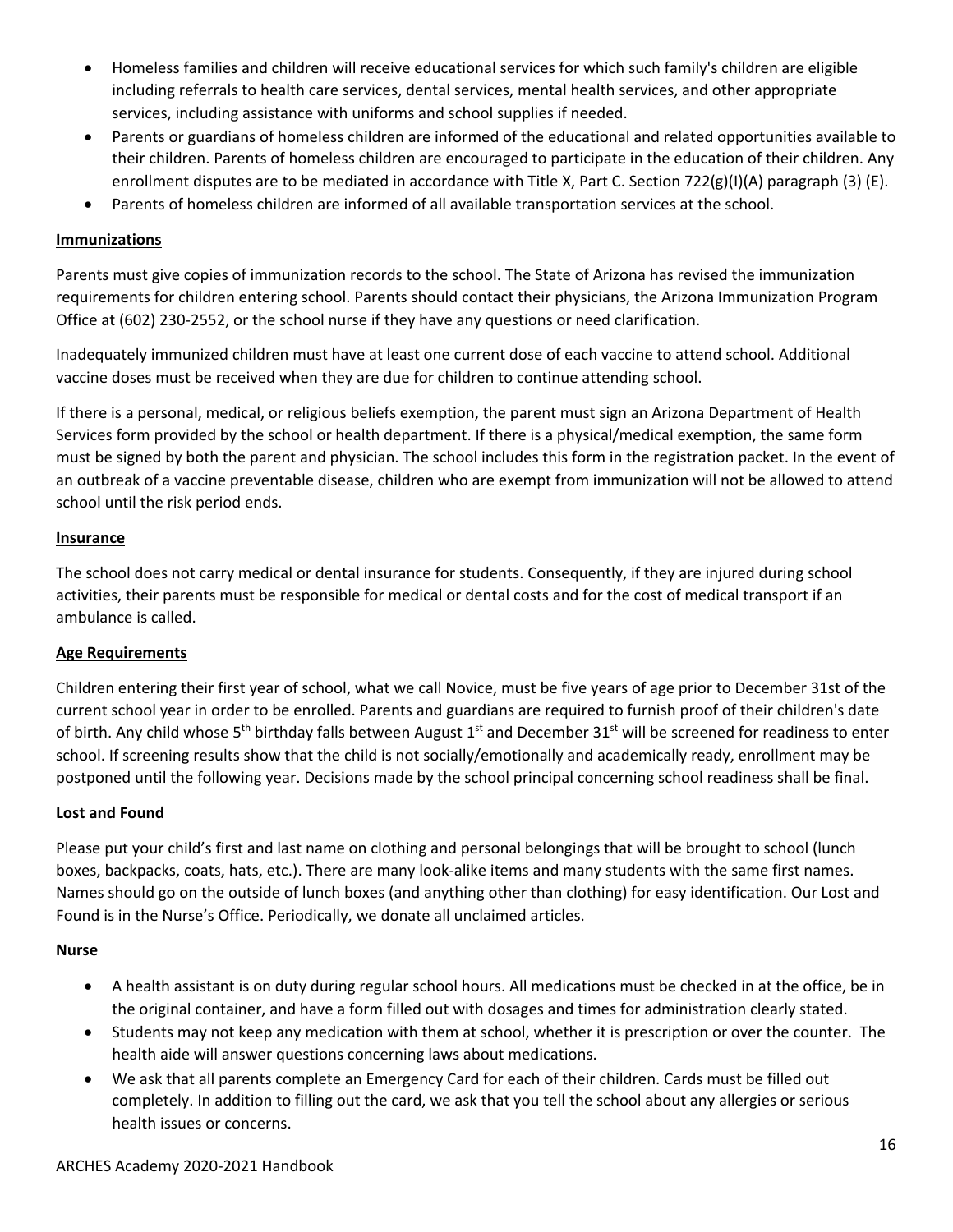- Homeless families and children will receive educational services for which such family's children are eligible including referrals to health care services, dental services, mental health services, and other appropriate services, including assistance with uniforms and school supplies if needed.
- Parents or guardians of homeless children are informed of the educational and related opportunities available to their children. Parents of homeless children are encouraged to participate in the education of their children. Any enrollment disputes are to be mediated in accordance with Title X, Part C. Section 722(g)(I)(A) paragraph (3) (E).
- Parents of homeless children are informed of all available transportation services at the school.

**Immunizations**

Parents must give copies of immunization records to the school. The State of Arizona has revised the immunization requirements for children entering school. Parents should contact their physicians, the Arizona Immunization Program Office at (602) 230-2552, or the school nurse if they have any questions or need clarification.

Inadequately immunized children must have at least one current dose of each vaccine to attend school. Additional vaccine doses must be received when they are due for children to continue attending school.

If there is a personal, medical, or religious beliefs exemption, the parent must sign an Arizona Department of Health Services form provided by the school or health department. If there is a physical/medical exemption, the same form must be signed by both the parent and physician. The school includes this form in the registration packet. In the event of an outbreak of a vaccine preventable disease, children who are exempt from immunization will not be allowed to attend school until the risk period ends.

**Insurance**

The school does not carry medical or dental insurance for students. Consequently, if they are injured during school activities, their parents must be responsible for medical or dental costs and for the cost of medical transport if an ambulance is called.

**Age Requirements**

Children entering their first year of school, what we call Novice, must be five years of age prior to December 31st of the current school year in order to be enrolled. Parents and guardians are required to furnish proof of their children's date of birth. Any child whose 5th birthday falls between August 1st and December 31st will be screened for readiness to enter school. If screening results show that the child is not socially/emotionally and academically ready, enrollment may be postponed until the following year. Decisions made by the school principal concerning school readiness shall be final.

**Lost and Found**

Please put your child's first and last name on clothing and personal belongings that will be brought to school (lunch boxes, backpacks, coats, hats, etc.). There are many look-alike items and many students with the same first names. Names should go on the outside of lunch boxes (and anything other than clothing) for easy identification. Our Lost and Found is in the Nurse's Office. Periodically, we donate all unclaimed articles.

**Nurse**

- A health assistant is on duty during regular school hours. All medications must be checked in at the office, be in the original container, and have a form filled out with dosages and times for administration clearly stated.
- Students may not keep any medication with them at school, whether it is prescription or over the counter. The health aide will answer questions concerning laws about medications.
- We ask that all parents complete an Emergency Card for each of their children. Cards must be filled out completely. In addition to filling out the card, we ask that you tell the school about any allergies or serious health issues or concerns.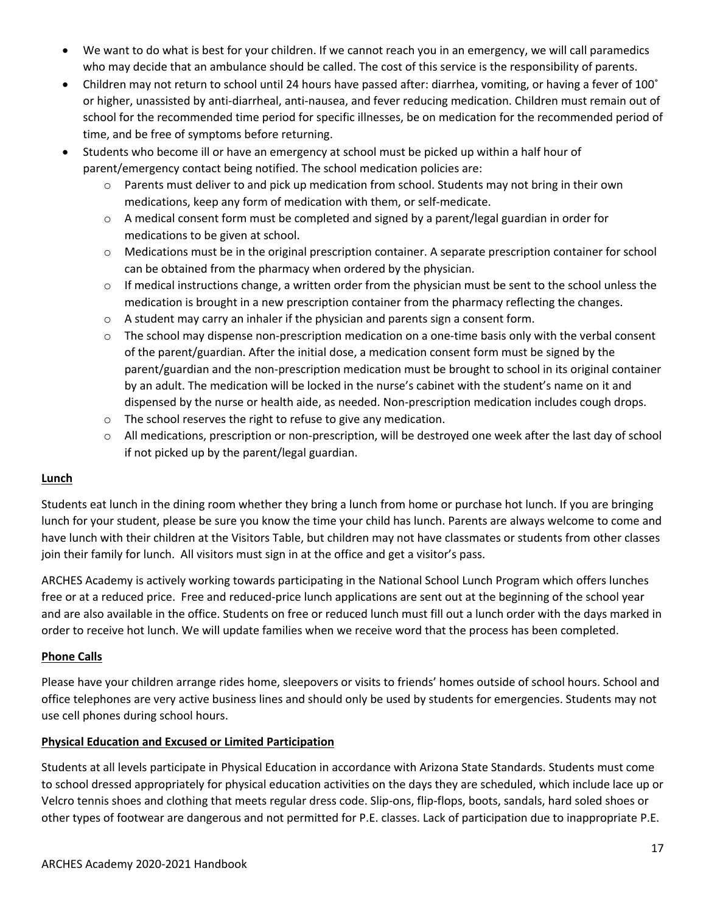- We want to do what is best for your children. If we cannot reach you in an emergency, we will call paramedics who may decide that an ambulance should be called. The cost of this service is the responsibility of parents.
- Children may not return to school until 24 hours have passed after: diarrhea, vomiting, or having a fever of 100˚ or higher, unassisted by anti-diarrheal, anti-nausea, and fever reducing medication. Children must remain out of school for the recommended time period for specific illnesses, be on medication for the recommended period of time, and be free of symptoms before returning.
- Students who become ill or have an emergency at school must be picked up within a half hour of parent/emergency contact being notified. The school medication policies are:
  - Parents must deliver to and pick up medication from school. Students may not bring in their own medications, keep any form of medication with them, or self-medicate.
  - A medical consent form must be completed and signed by a parent/legal guardian in order for medications to be given at school.
  - Medications must be in the original prescription container. A separate prescription container for school can be obtained from the pharmacy when ordered by the physician.
  - If medical instructions change, a written order from the physician must be sent to the school unless the medication is brought in a new prescription container from the pharmacy reflecting the changes.
  - A student may carry an inhaler if the physician and parents sign a consent form.
  - The school may dispense non-prescription medication on a one-time basis only with the verbal consent of the parent/guardian. After the initial dose, a medication consent form must be signed by the parent/guardian and the non-prescription medication must be brought to school in its original container by an adult. The medication will be locked in the nurse's cabinet with the student's name on it and dispensed by the nurse or health aide, as needed. Non-prescription medication includes cough drops.
  - The school reserves the right to refuse to give any medication.
  - All medications, prescription or non-prescription, will be destroyed one week after the last day of school if not picked up by the parent/legal guardian.

## Lunch

Students eat lunch in the dining room whether they bring a lunch from home or purchase hot lunch. If you are bringing lunch for your student, please be sure you know the time your child has lunch. Parents are always welcome to come and have lunch with their children at the Visitors Table, but children may not have classmates or students from other classes join their family for lunch. All visitors must sign in at the office and get a visitor's pass.

ARCHES Academy is actively working towards participating in the National School Lunch Program which offers lunches free or at a reduced price. Free and reduced-price lunch applications are sent out at the beginning of the school year and are also available in the office. Students on free or reduced lunch must fill out a lunch order with the days marked in order to receive hot lunch. We will update families when we receive word that the process has been completed.

## Phone Calls

Please have your children arrange rides home, sleepovers or visits to friends' homes outside of school hours. School and office telephones are very active business lines and should only be used by students for emergencies. Students may not use cell phones during school hours.

## Physical Education and Excused or Limited Participation

Students at all levels participate in Physical Education in accordance with Arizona State Standards. Students must come to school dressed appropriately for physical education activities on the days they are scheduled, which include lace up or Velcro tennis shoes and clothing that meets regular dress code. Slip-ons, flip-flops, boots, sandals, hard soled shoes or other types of footwear are dangerous and not permitted for P.E. classes. Lack of participation due to inappropriate P.E.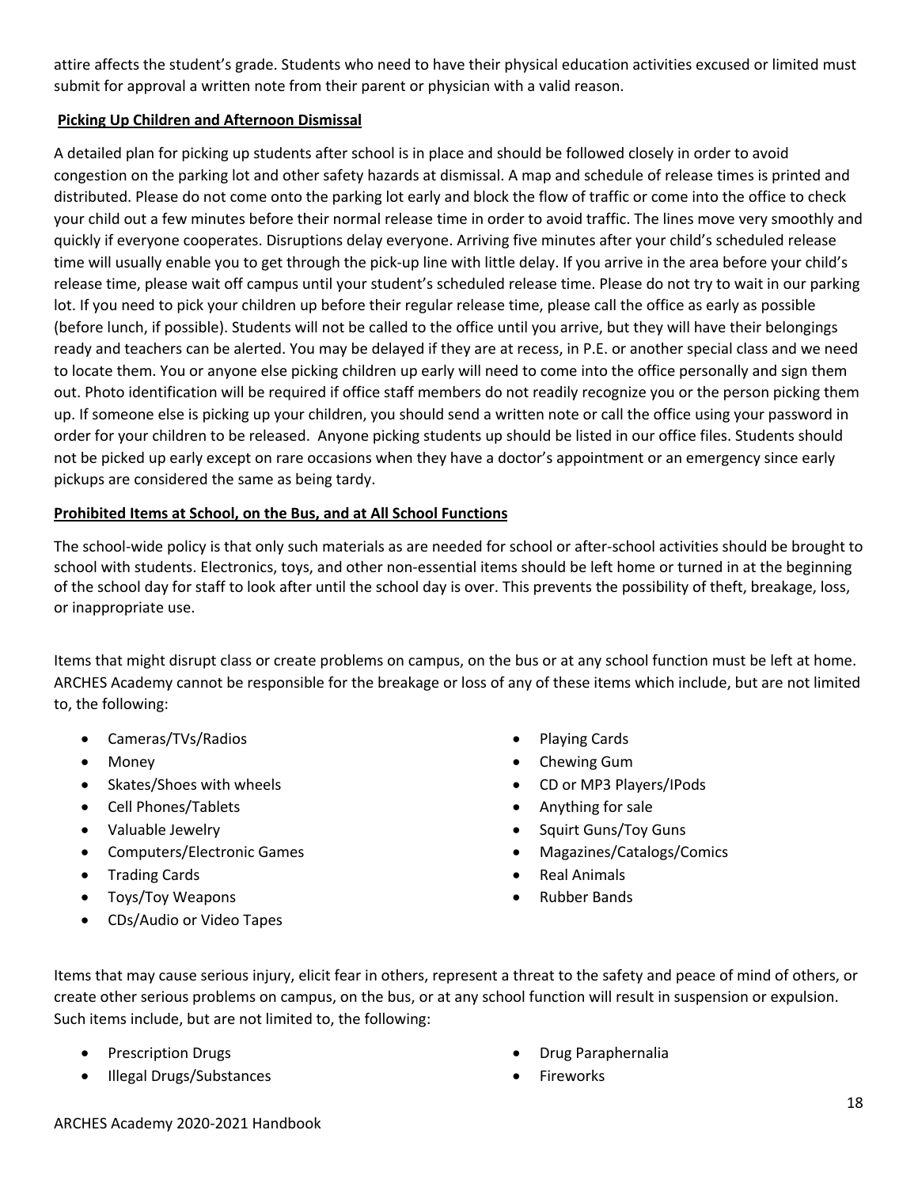attire affects the student's grade. Students who need to have their physical education activities excused or limited must submit for approval a written note from their parent or physician with a valid reason.

**Picking Up Children and Afternoon Dismissal**

A detailed plan for picking up students after school is in place and should be followed closely in order to avoid congestion on the parking lot and other safety hazards at dismissal. A map and schedule of release times is printed and distributed. Please do not come onto the parking lot early and block the flow of traffic or come into the office to check your child out a few minutes before their normal release time in order to avoid traffic. The lines move very smoothly and quickly if everyone cooperates. Disruptions delay everyone. Arriving five minutes after your child's scheduled release time will usually enable you to get through the pick-up line with little delay. If you arrive in the area before your child's release time, please wait off campus until your student's scheduled release time. Please do not try to wait in our parking lot. If you need to pick your children up before their regular release time, please call the office as early as possible (before lunch, if possible). Students will not be called to the office until you arrive, but they will have their belongings ready and teachers can be alerted. You may be delayed if they are at recess, in P.E. or another special class and we need to locate them. You or anyone else picking children up early will need to come into the office personally and sign them out. Photo identification will be required if office staff members do not readily recognize you or the person picking them up. If someone else is picking up your children, you should send a written note or call the office using your password in order for your children to be released. Anyone picking students up should be listed in our office files. Students should not be picked up early except on rare occasions when they have a doctor's appointment or an emergency since early pickups are considered the same as being tardy.

**Prohibited Items at School, on the Bus, and at All School Functions**

The school-wide policy is that only such materials as are needed for school or after-school activities should be brought to school with students. Electronics, toys, and other non-essential items should be left home or turned in at the beginning of the school day for staff to look after until the school day is over. This prevents the possibility of theft, breakage, loss, or inappropriate use.

Items that might disrupt class or create problems on campus, on the bus or at any school function must be left at home. ARCHES Academy cannot be responsible for the breakage or loss of any of these items which include, but are not limited to, the following:

- Cameras/TVs/Radios
- Money
- Skates/Shoes with wheels
- Cell Phones/Tablets
- Valuable Jewelry
- Computers/Electronic Games
- Trading Cards
- Toys/Toy Weapons
- CDs/Audio or Video Tapes
- Playing Cards
- Chewing Gum
- CD or MP3 Players/IPods
- Anything for sale
- Squirt Guns/Toy Guns
- Magazines/Catalogs/Comics
- Real Animals
- Rubber Bands

Items that may cause serious injury, elicit fear in others, represent a threat to the safety and peace of mind of others, or create other serious problems on campus, on the bus, or at any school function will result in suspension or expulsion. Such items include, but are not limited to, the following:

- Prescription Drugs
- Illegal Drugs/Substances
- Drug Paraphernalia
- Fireworks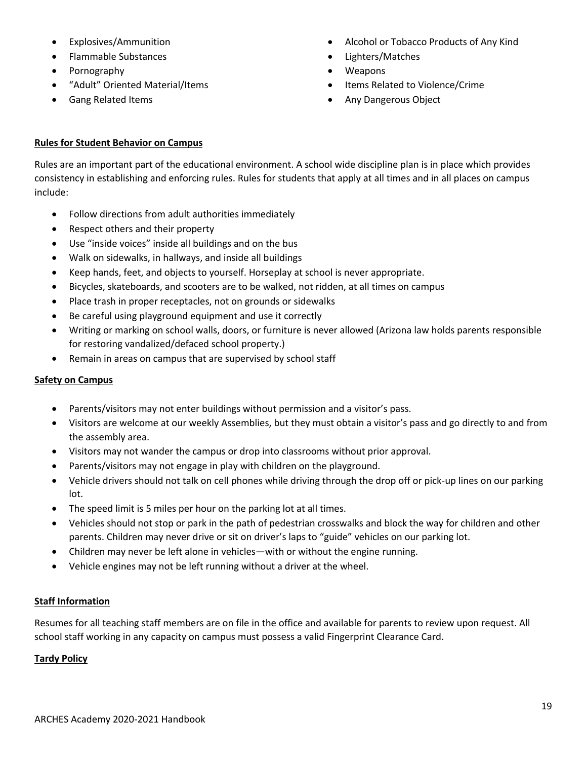- Explosives/Ammunition
- Flammable Substances
- Pornography
- "Adult" Oriented Material/Items
- Gang Related Items
- Alcohol or Tobacco Products of Any Kind
- Lighters/Matches
- Weapons
- Items Related to Violence/Crime
- Any Dangerous Object

**Rules for Student Behavior on Campus**

Rules are an important part of the educational environment. A school wide discipline plan is in place which provides consistency in establishing and enforcing rules. Rules for students that apply at all times and in all places on campus include:

- Follow directions from adult authorities immediately
- Respect others and their property
- Use "inside voices" inside all buildings and on the bus
- Walk on sidewalks, in hallways, and inside all buildings
- Keep hands, feet, and objects to yourself. Horseplay at school is never appropriate.
- Bicycles, skateboards, and scooters are to be walked, not ridden, at all times on campus
- Place trash in proper receptacles, not on grounds or sidewalks
- Be careful using playground equipment and use it correctly
- Writing or marking on school walls, doors, or furniture is never allowed (Arizona law holds parents responsible for restoring vandalized/defaced school property.)
- Remain in areas on campus that are supervised by school staff

**Safety on Campus**

- Parents/visitors may not enter buildings without permission and a visitor's pass.
- Visitors are welcome at our weekly Assemblies, but they must obtain a visitor's pass and go directly to and from the assembly area.
- Visitors may not wander the campus or drop into classrooms without prior approval.
- Parents/visitors may not engage in play with children on the playground.
- Vehicle drivers should not talk on cell phones while driving through the drop off or pick-up lines on our parking lot.
- The speed limit is 5 miles per hour on the parking lot at all times.
- Vehicles should not stop or park in the path of pedestrian crosswalks and block the way for children and other parents. Children may never drive or sit on driver's laps to "guide" vehicles on our parking lot.
- Children may never be left alone in vehicles—with or without the engine running.
- Vehicle engines may not be left running without a driver at the wheel.

**Staff Information**

Resumes for all teaching staff members are on file in the office and available for parents to review upon request. All school staff working in any capacity on campus must possess a valid Fingerprint Clearance Card.

**Tardy Policy**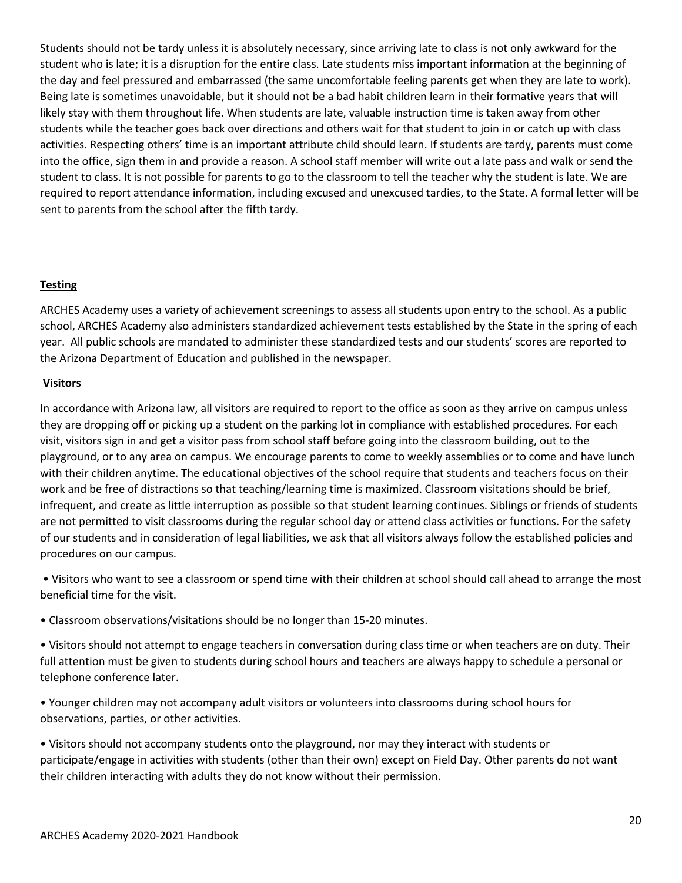Students should not be tardy unless it is absolutely necessary, since arriving late to class is not only awkward for the student who is late; it is a disruption for the entire class. Late students miss important information at the beginning of the day and feel pressured and embarrassed (the same uncomfortable feeling parents get when they are late to work). Being late is sometimes unavoidable, but it should not be a bad habit children learn in their formative years that will likely stay with them throughout life. When students are late, valuable instruction time is taken away from other students while the teacher goes back over directions and others wait for that student to join in or catch up with class activities. Respecting others' time is an important attribute child should learn. If students are tardy, parents must come into the office, sign them in and provide a reason. A school staff member will write out a late pass and walk or send the student to class. It is not possible for parents to go to the classroom to tell the teacher why the student is late. We are required to report attendance information, including excused and unexcused tardies, to the State. A formal letter will be sent to parents from the school after the fifth tardy.

**Testing**

ARCHES Academy uses a variety of achievement screenings to assess all students upon entry to the school. As a public school, ARCHES Academy also administers standardized achievement tests established by the State in the spring of each year. All public schools are mandated to administer these standardized tests and our students' scores are reported to the Arizona Department of Education and published in the newspaper.

**Visitors**

In accordance with Arizona law, all visitors are required to report to the office as soon as they arrive on campus unless they are dropping off or picking up a student on the parking lot in compliance with established procedures. For each visit, visitors sign in and get a visitor pass from school staff before going into the classroom building, out to the playground, or to any area on campus. We encourage parents to come to weekly assemblies or to come and have lunch with their children anytime. The educational objectives of the school require that students and teachers focus on their work and be free of distractions so that teaching/learning time is maximized. Classroom visitations should be brief, infrequent, and create as little interruption as possible so that student learning continues. Siblings or friends of students are not permitted to visit classrooms during the regular school day or attend class activities or functions. For the safety of our students and in consideration of legal liabilities, we ask that all visitors always follow the established policies and procedures on our campus.

- Visitors who want to see a classroom or spend time with their children at school should call ahead to arrange the most beneficial time for the visit.
- Classroom observations/visitations should be no longer than 15-20 minutes.
- Visitors should not attempt to engage teachers in conversation during class time or when teachers are on duty. Their full attention must be given to students during school hours and teachers are always happy to schedule a personal or telephone conference later.
- Younger children may not accompany adult visitors or volunteers into classrooms during school hours for observations, parties, or other activities.
- Visitors should not accompany students onto the playground, nor may they interact with students or participate/engage in activities with students (other than their own) except on Field Day. Other parents do not want their children interacting with adults they do not know without their permission.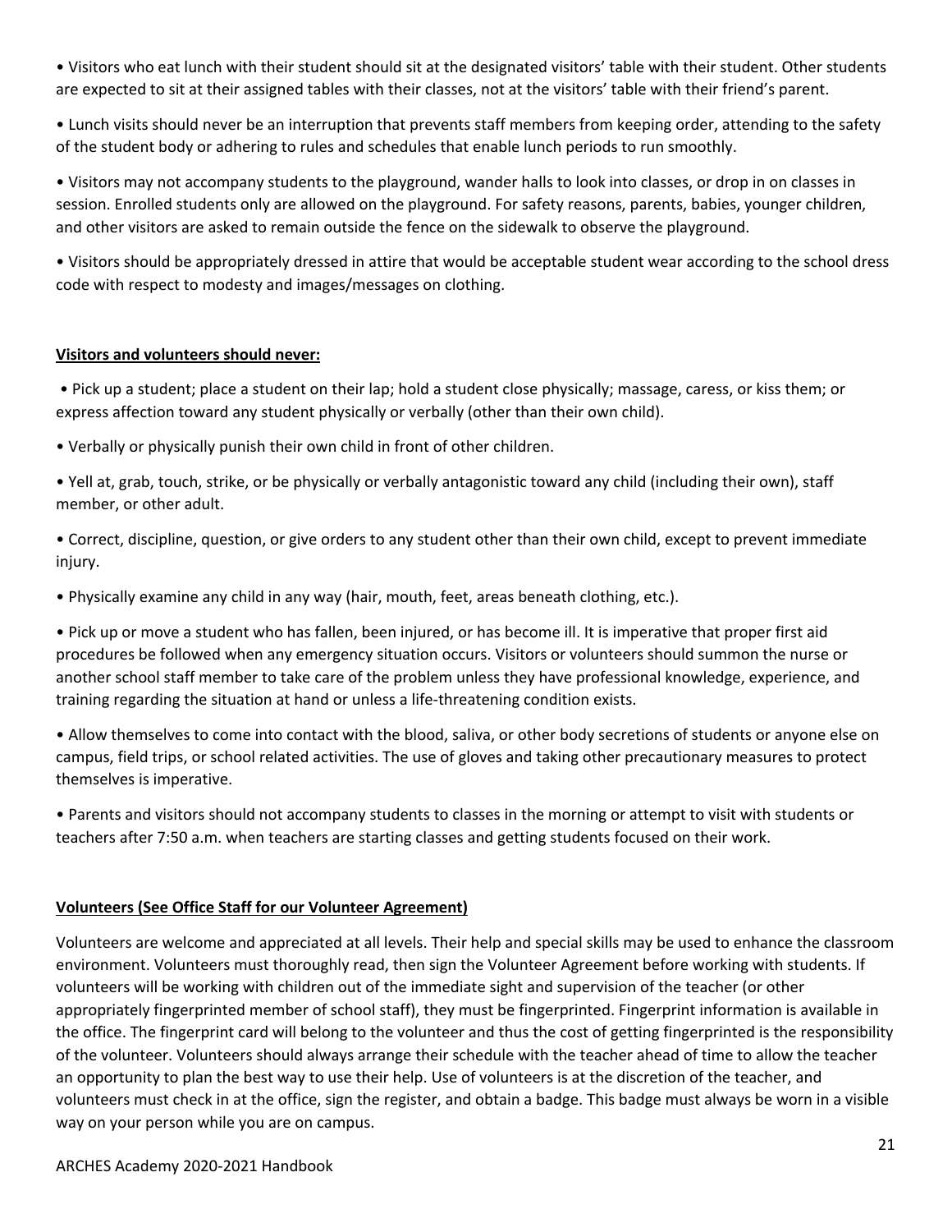- Visitors who eat lunch with their student should sit at the designated visitors' table with their student. Other students are expected to sit at their assigned tables with their classes, not at the visitors' table with their friend's parent.

- Lunch visits should never be an interruption that prevents staff members from keeping order, attending to the safety of the student body or adhering to rules and schedules that enable lunch periods to run smoothly.

- Visitors may not accompany students to the playground, wander halls to look into classes, or drop in on classes in session. Enrolled students only are allowed on the playground. For safety reasons, parents, babies, younger children, and other visitors are asked to remain outside the fence on the sidewalk to observe the playground.

- Visitors should be appropriately dressed in attire that would be acceptable student wear according to the school dress code with respect to modesty and images/messages on clothing.

**Visitors and volunteers should never:**

- Pick up a student; place a student on their lap; hold a student close physically; massage, caress, or kiss them; or express affection toward any student physically or verbally (other than their own child).

- Verbally or physically punish their own child in front of other children.

- Yell at, grab, touch, strike, or be physically or verbally antagonistic toward any child (including their own), staff member, or other adult.

- Correct, discipline, question, or give orders to any student other than their own child, except to prevent immediate injury.

- Physically examine any child in any way (hair, mouth, feet, areas beneath clothing, etc.).

- Pick up or move a student who has fallen, been injured, or has become ill. It is imperative that proper first aid procedures be followed when any emergency situation occurs. Visitors or volunteers should summon the nurse or another school staff member to take care of the problem unless they have professional knowledge, experience, and training regarding the situation at hand or unless a life-threatening condition exists.

- Allow themselves to come into contact with the blood, saliva, or other body secretions of students or anyone else on campus, field trips, or school related activities. The use of gloves and taking other precautionary measures to protect themselves is imperative.

- Parents and visitors should not accompany students to classes in the morning or attempt to visit with students or teachers after 7:50 a.m. when teachers are starting classes and getting students focused on their work.

**Volunteers (See Office Staff for our Volunteer Agreement)**

Volunteers are welcome and appreciated at all levels. Their help and special skills may be used to enhance the classroom environment. Volunteers must thoroughly read, then sign the Volunteer Agreement before working with students. If volunteers will be working with children out of the immediate sight and supervision of the teacher (or other appropriately fingerprinted member of school staff), they must be fingerprinted. Fingerprint information is available in the office. The fingerprint card will belong to the volunteer and thus the cost of getting fingerprinted is the responsibility of the volunteer. Volunteers should always arrange their schedule with the teacher ahead of time to allow the teacher an opportunity to plan the best way to use their help. Use of volunteers is at the discretion of the teacher, and volunteers must check in at the office, sign the register, and obtain a badge. This badge must always be worn in a visible way on your person while you are on campus.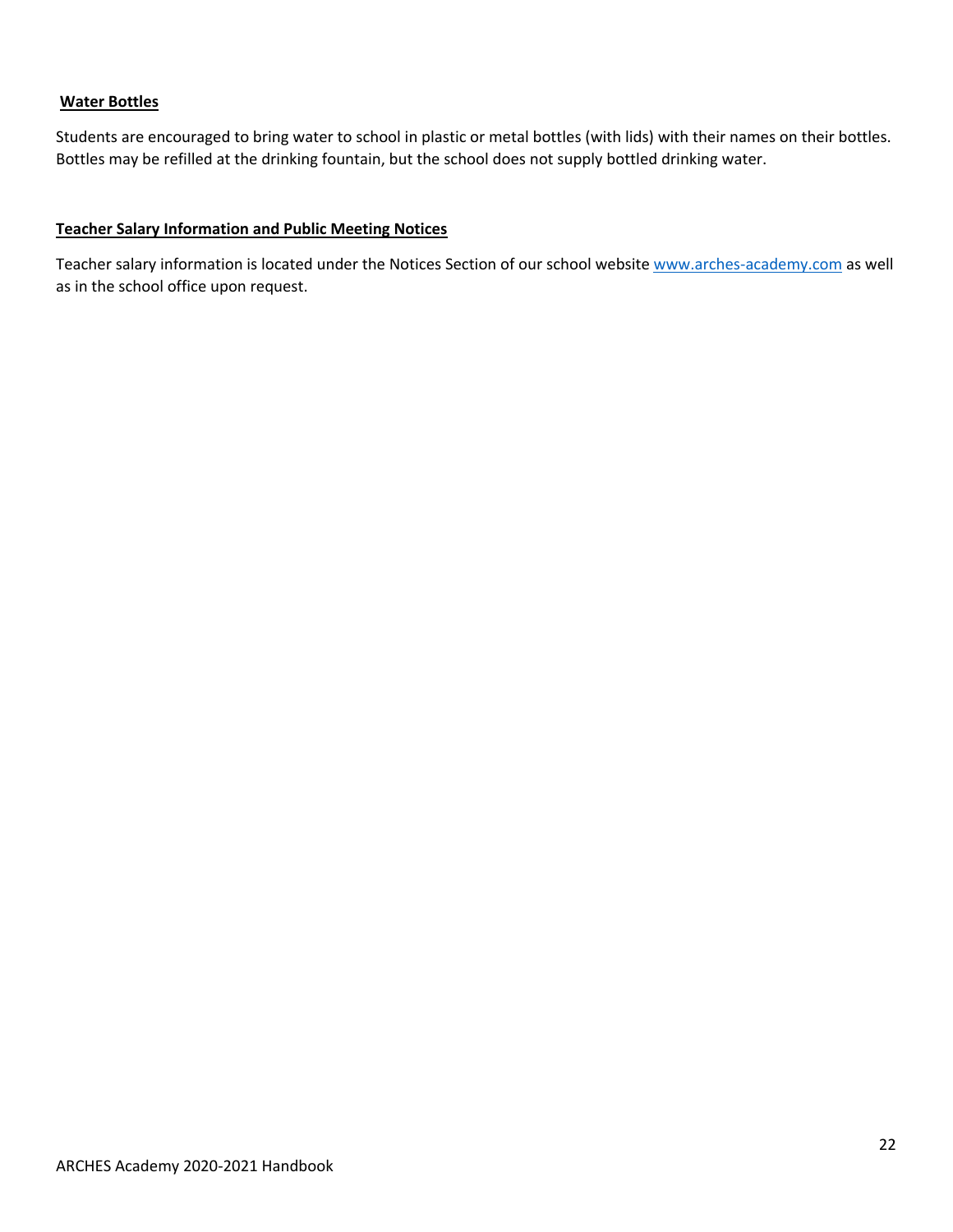**Water Bottles**

Students are encouraged to bring water to school in plastic or metal bottles (with lids) with their names on their bottles. Bottles may be refilled at the drinking fountain, but the school does not supply bottled drinking water.

**Teacher Salary Information and Public Meeting Notices**

Teacher salary information is located under the Notices Section of our school website www.arches-academy.com as well as in the school office upon request.